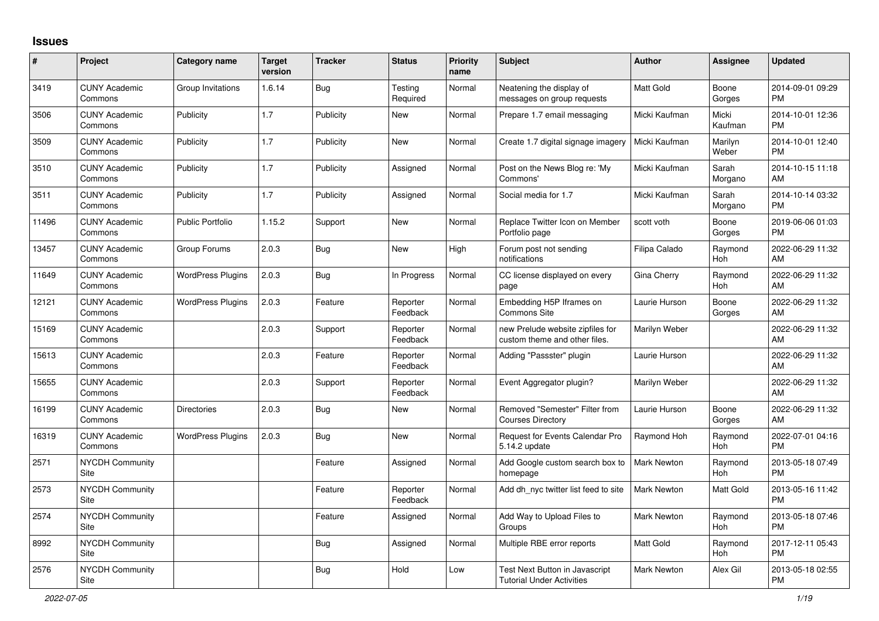## Issues

| # | Project | Category name | Target version | Tracker | Status | Priority name | Subject | Author | Assignee | Updated |
|---|---|---|---|---|---|---|---|---|---|---|
| 3419 | CUNY Academic Commons | Group Invitations | 1.6.14 | Bug | Testing Required | Normal | Neatening the display of messages on group requests | Matt Gold | Boone Gorges | 2014-09-01 09:29 PM |
| 3506 | CUNY Academic Commons | Publicity | 1.7 | Publicity | New | Normal | Prepare 1.7 email messaging | Micki Kaufman | Micki Kaufman | 2014-10-01 12:36 PM |
| 3509 | CUNY Academic Commons | Publicity | 1.7 | Publicity | New | Normal | Create 1.7 digital signage imagery | Micki Kaufman | Marilyn Weber | 2014-10-01 12:40 PM |
| 3510 | CUNY Academic Commons | Publicity | 1.7 | Publicity | Assigned | Normal | Post on the News Blog re: 'My Commons' | Micki Kaufman | Sarah Morgano | 2014-10-15 11:18 AM |
| 3511 | CUNY Academic Commons | Publicity | 1.7 | Publicity | Assigned | Normal | Social media for 1.7 | Micki Kaufman | Sarah Morgano | 2014-10-14 03:32 PM |
| 11496 | CUNY Academic Commons | Public Portfolio | 1.15.2 | Support | New | Normal | Replace Twitter Icon on Member Portfolio page | scott voth | Boone Gorges | 2019-06-06 01:03 PM |
| 13457 | CUNY Academic Commons | Group Forums | 2.0.3 | Bug | New | High | Forum post not sending notifications | Filipa Calado | Raymond Hoh | 2022-06-29 11:32 AM |
| 11649 | CUNY Academic Commons | WordPress Plugins | 2.0.3 | Bug | In Progress | Normal | CC license displayed on every page | Gina Cherry | Raymond Hoh | 2022-06-29 11:32 AM |
| 12121 | CUNY Academic Commons | WordPress Plugins | 2.0.3 | Feature | Reporter Feedback | Normal | Embedding H5P Iframes on Commons Site | Laurie Hurson | Boone Gorges | 2022-06-29 11:32 AM |
| 15169 | CUNY Academic Commons | | 2.0.3 | Support | Reporter Feedback | Normal | new Prelude website zipfiles for custom theme and other files. | Marilyn Weber | | 2022-06-29 11:32 AM |
| 15613 | CUNY Academic Commons | | 2.0.3 | Feature | Reporter Feedback | Normal | Adding "Passster" plugin | Laurie Hurson | | 2022-06-29 11:32 AM |
| 15655 | CUNY Academic Commons | | 2.0.3 | Support | Reporter Feedback | Normal | Event Aggregator plugin? | Marilyn Weber | | 2022-06-29 11:32 AM |
| 16199 | CUNY Academic Commons | Directories | 2.0.3 | Bug | New | Normal | Removed "Semester" Filter from Courses Directory | Laurie Hurson | Boone Gorges | 2022-06-29 11:32 AM |
| 16319 | CUNY Academic Commons | WordPress Plugins | 2.0.3 | Bug | New | Normal | Request for Events Calendar Pro 5.14.2 update | Raymond Hoh | Raymond Hoh | 2022-07-01 04:16 PM |
| 2571 | NYCDH Community Site | | | Feature | Assigned | Normal | Add Google custom search box to homepage | Mark Newton | Raymond Hoh | 2013-05-18 07:49 PM |
| 2573 | NYCDH Community Site | | | Feature | Reporter Feedback | Normal | Add dh_nyc twitter list feed to site | Mark Newton | Matt Gold | 2013-05-16 11:42 PM |
| 2574 | NYCDH Community Site | | | Feature | Assigned | Normal | Add Way to Upload Files to Groups | Mark Newton | Raymond Hoh | 2013-05-18 07:46 PM |
| 8992 | NYCDH Community Site | | | Bug | Assigned | Normal | Multiple RBE error reports | Matt Gold | Raymond Hoh | 2017-12-11 05:43 PM |
| 2576 | NYCDH Community Site | | | Bug | Hold | Low | Test Next Button in Javascript Tutorial Under Activities | Mark Newton | Alex Gil | 2013-05-18 02:55 PM |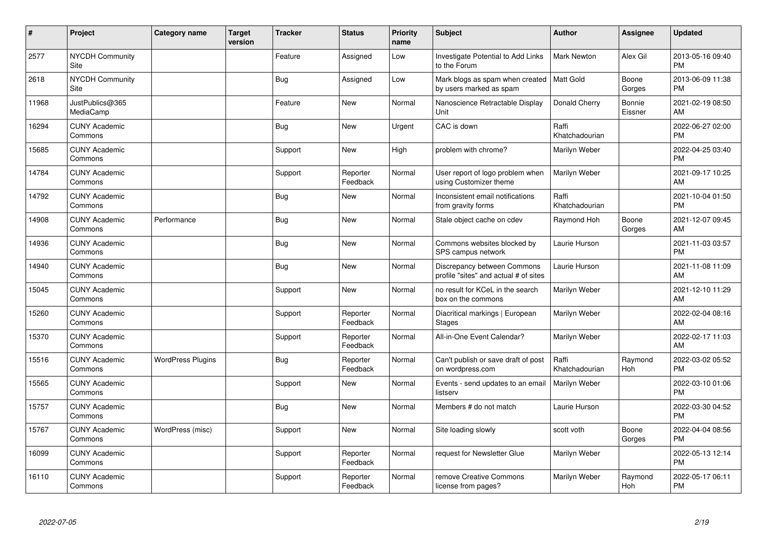| # | Project | Category name | Target version | Tracker | Status | Priority name | Subject | Author | Assignee | Updated |
|---|---|---|---|---|---|---|---|---|---|---|
| 2577 | NYCDH Community Site | | | Feature | Assigned | Low | Investigate Potential to Add Links to the Forum | Mark Newton | Alex Gil | 2013-05-16 09:40 PM |
| 2618 | NYCDH Community Site | | | Bug | Assigned | Low | Mark blogs as spam when created by users marked as spam | Matt Gold | Boone Gorges | 2013-06-09 11:38 PM |
| 11968 | JustPublics@365 MediaCamp | | | Feature | New | Normal | Nanoscience Retractable Display Unit | Donald Cherry | Bonnie Eissner | 2021-02-19 08:50 AM |
| 16294 | CUNY Academic Commons | | | Bug | New | Urgent | CAC is down | Raffi Khatchadourian | | 2022-06-27 02:00 PM |
| 15685 | CUNY Academic Commons | | | Support | New | High | problem with chrome? | Marilyn Weber | | 2022-04-25 03:40 PM |
| 14784 | CUNY Academic Commons | | | Support | Reporter Feedback | Normal | User report of logo problem when using Customizer theme | Marilyn Weber | | 2021-09-17 10:25 AM |
| 14792 | CUNY Academic Commons | | | Bug | New | Normal | Inconsistent email notifications from gravity forms | Raffi Khatchadourian | | 2021-10-04 01:50 PM |
| 14908 | CUNY Academic Commons | Performance | | Bug | New | Normal | Stale object cache on cdev | Raymond Hoh | Boone Gorges | 2021-12-07 09:45 AM |
| 14936 | CUNY Academic Commons | | | Bug | New | Normal | Commons websites blocked by SPS campus network | Laurie Hurson | | 2021-11-03 03:57 PM |
| 14940 | CUNY Academic Commons | | | Bug | New | Normal | Discrepancy between Commons profile "sites" and actual # of sites | Laurie Hurson | | 2021-11-08 11:09 AM |
| 15045 | CUNY Academic Commons | | | Support | New | Normal | no result for KCeL in the search box on the commons | Marilyn Weber | | 2021-12-10 11:29 AM |
| 15260 | CUNY Academic Commons | | | Support | Reporter Feedback | Normal | Diacritical markings \| European Stages | Marilyn Weber | | 2022-02-04 08:16 AM |
| 15370 | CUNY Academic Commons | | | Support | Reporter Feedback | Normal | All-in-One Event Calendar? | Marilyn Weber | | 2022-02-17 11:03 AM |
| 15516 | CUNY Academic Commons | WordPress Plugins | | Bug | Reporter Feedback | Normal | Can't publish or save draft of post on wordpress.com | Raffi Khatchadourian | Raymond Hoh | 2022-03-02 05:52 PM |
| 15565 | CUNY Academic Commons | | | Support | New | Normal | Events - send updates to an email listserv | Marilyn Weber | | 2022-03-10 01:06 PM |
| 15757 | CUNY Academic Commons | | | Bug | New | Normal | Members # do not match | Laurie Hurson | | 2022-03-30 04:52 PM |
| 15767 | CUNY Academic Commons | WordPress (misc) | | Support | New | Normal | Site loading slowly | scott voth | Boone Gorges | 2022-04-04 08:56 PM |
| 16099 | CUNY Academic Commons | | | Support | Reporter Feedback | Normal | request for Newsletter Glue | Marilyn Weber | | 2022-05-13 12:14 PM |
| 16110 | CUNY Academic Commons | | | Support | Reporter Feedback | Normal | remove Creative Commons license from pages? | Marilyn Weber | Raymond Hoh | 2022-05-17 06:11 PM |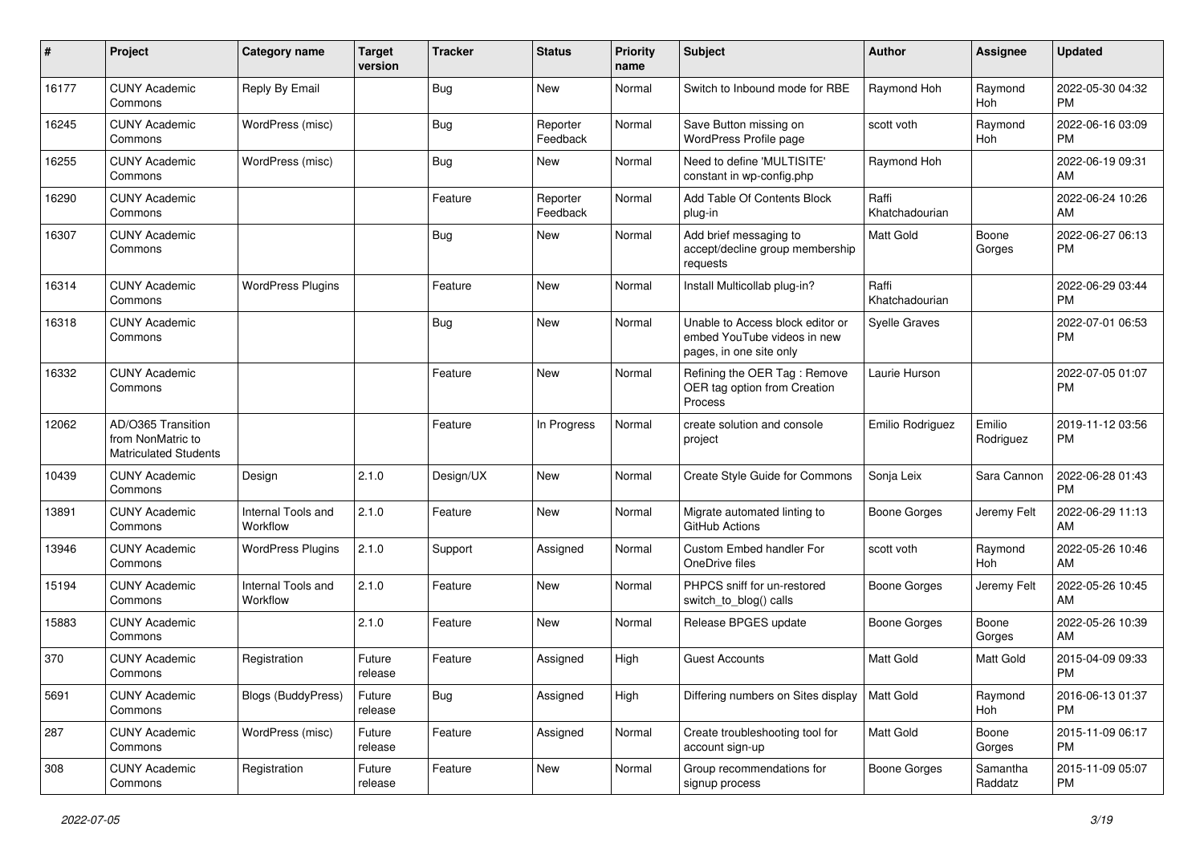| # | Project | Category name | Target version | Tracker | Status | Priority name | Subject | Author | Assignee | Updated |
|---|---|---|---|---|---|---|---|---|---|---|
| 16177 | CUNY Academic Commons | Reply By Email | | Bug | New | Normal | Switch to Inbound mode for RBE | Raymond Hoh | Raymond Hoh | 2022-05-30 04:32 PM |
| 16245 | CUNY Academic Commons | WordPress (misc) | | Bug | Reporter Feedback | Normal | Save Button missing on WordPress Profile page | scott voth | Raymond Hoh | 2022-06-16 03:09 PM |
| 16255 | CUNY Academic Commons | WordPress (misc) | | Bug | New | Normal | Need to define 'MULTISITE' constant in wp-config.php | Raymond Hoh | | 2022-06-19 09:31 AM |
| 16290 | CUNY Academic Commons | | | Feature | Reporter Feedback | Normal | Add Table Of Contents Block plug-in | Raffi Khatchadourian | | 2022-06-24 10:26 AM |
| 16307 | CUNY Academic Commons | | | Bug | New | Normal | Add brief messaging to accept/decline group membership requests | Matt Gold | Boone Gorges | 2022-06-27 06:13 PM |
| 16314 | CUNY Academic Commons | WordPress Plugins | | Feature | New | Normal | Install Multicollab plug-in? | Raffi Khatchadourian | | 2022-06-29 03:44 PM |
| 16318 | CUNY Academic Commons | | | Bug | New | Normal | Unable to Access block editor or embed YouTube videos in new pages, in one site only | Syelle Graves | | 2022-07-01 06:53 PM |
| 16332 | CUNY Academic Commons | | | Feature | New | Normal | Refining the OER Tag : Remove OER tag option from Creation Process | Laurie Hurson | | 2022-07-05 01:07 PM |
| 12062 | AD/O365 Transition from NonMatric to Matriculated Students | | | Feature | In Progress | Normal | create solution and console project | Emilio Rodriguez | Emilio Rodriguez | 2019-11-12 03:56 PM |
| 10439 | CUNY Academic Commons | Design | 2.1.0 | Design/UX | New | Normal | Create Style Guide for Commons | Sonja Leix | Sara Cannon | 2022-06-28 01:43 PM |
| 13891 | CUNY Academic Commons | Internal Tools and Workflow | 2.1.0 | Feature | New | Normal | Migrate automated linting to GitHub Actions | Boone Gorges | Jeremy Felt | 2022-06-29 11:13 AM |
| 13946 | CUNY Academic Commons | WordPress Plugins | 2.1.0 | Support | Assigned | Normal | Custom Embed handler For OneDrive files | scott voth | Raymond Hoh | 2022-05-26 10:46 AM |
| 15194 | CUNY Academic Commons | Internal Tools and Workflow | 2.1.0 | Feature | New | Normal | PHPCS sniff for un-restored switch_to_blog() calls | Boone Gorges | Jeremy Felt | 2022-05-26 10:45 AM |
| 15883 | CUNY Academic Commons | | 2.1.0 | Feature | New | Normal | Release BPGES update | Boone Gorges | Boone Gorges | 2022-05-26 10:39 AM |
| 370 | CUNY Academic Commons | Registration | Future release | Feature | Assigned | High | Guest Accounts | Matt Gold | Matt Gold | 2015-04-09 09:33 PM |
| 5691 | CUNY Academic Commons | Blogs (BuddyPress) | Future release | Bug | Assigned | High | Differing numbers on Sites display | Matt Gold | Raymond Hoh | 2016-06-13 01:37 PM |
| 287 | CUNY Academic Commons | WordPress (misc) | Future release | Feature | Assigned | Normal | Create troubleshooting tool for account sign-up | Matt Gold | Boone Gorges | 2015-11-09 06:17 PM |
| 308 | CUNY Academic Commons | Registration | Future release | Feature | New | Normal | Group recommendations for signup process | Boone Gorges | Samantha Raddatz | 2015-11-09 05:07 PM |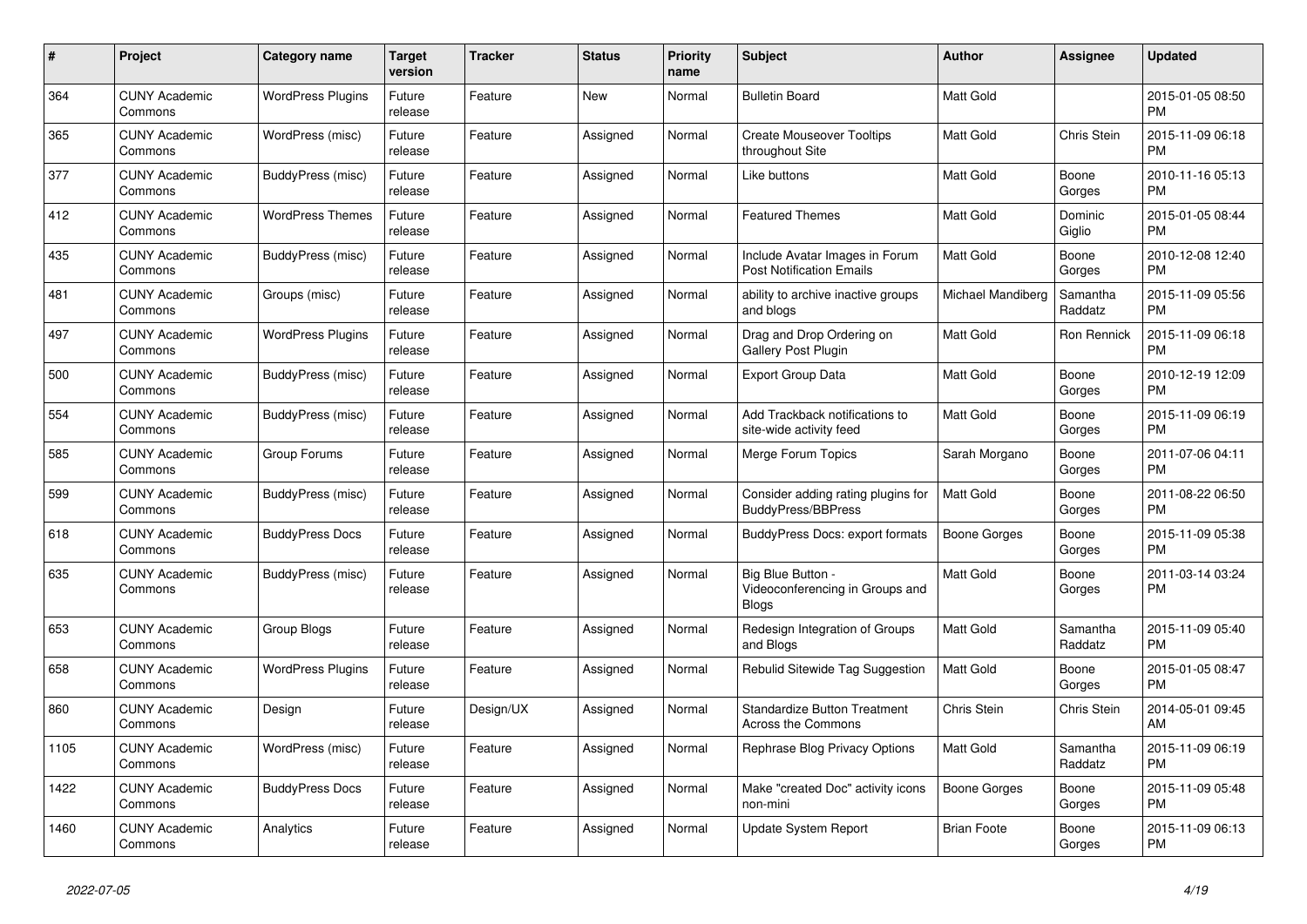| # | Project | Category name | Target version | Tracker | Status | Priority name | Subject | Author | Assignee | Updated |
|---|---|---|---|---|---|---|---|---|---|---|
| 364 | CUNY Academic Commons | WordPress Plugins | Future release | Feature | New | Normal | Bulletin Board | Matt Gold | | 2015-01-05 08:50 PM |
| 365 | CUNY Academic Commons | WordPress (misc) | Future release | Feature | Assigned | Normal | Create Mouseover Tooltips throughout Site | Matt Gold | Chris Stein | 2015-11-09 06:18 PM |
| 377 | CUNY Academic Commons | BuddyPress (misc) | Future release | Feature | Assigned | Normal | Like buttons | Matt Gold | Boone Gorges | 2010-11-16 05:13 PM |
| 412 | CUNY Academic Commons | WordPress Themes | Future release | Feature | Assigned | Normal | Featured Themes | Matt Gold | Dominic Giglio | 2015-01-05 08:44 PM |
| 435 | CUNY Academic Commons | BuddyPress (misc) | Future release | Feature | Assigned | Normal | Include Avatar Images in Forum Post Notification Emails | Matt Gold | Boone Gorges | 2010-12-08 12:40 PM |
| 481 | CUNY Academic Commons | Groups (misc) | Future release | Feature | Assigned | Normal | ability to archive inactive groups and blogs | Michael Mandiberg | Samantha Raddatz | 2015-11-09 05:56 PM |
| 497 | CUNY Academic Commons | WordPress Plugins | Future release | Feature | Assigned | Normal | Drag and Drop Ordering on Gallery Post Plugin | Matt Gold | Ron Rennick | 2015-11-09 06:18 PM |
| 500 | CUNY Academic Commons | BuddyPress (misc) | Future release | Feature | Assigned | Normal | Export Group Data | Matt Gold | Boone Gorges | 2010-12-19 12:09 PM |
| 554 | CUNY Academic Commons | BuddyPress (misc) | Future release | Feature | Assigned | Normal | Add Trackback notifications to site-wide activity feed | Matt Gold | Boone Gorges | 2015-11-09 06:19 PM |
| 585 | CUNY Academic Commons | Group Forums | Future release | Feature | Assigned | Normal | Merge Forum Topics | Sarah Morgano | Boone Gorges | 2011-07-06 04:11 PM |
| 599 | CUNY Academic Commons | BuddyPress (misc) | Future release | Feature | Assigned | Normal | Consider adding rating plugins for BuddyPress/BBPress | Matt Gold | Boone Gorges | 2011-08-22 06:50 PM |
| 618 | CUNY Academic Commons | BuddyPress Docs | Future release | Feature | Assigned | Normal | BuddyPress Docs: export formats | Boone Gorges | Boone Gorges | 2015-11-09 05:38 PM |
| 635 | CUNY Academic Commons | BuddyPress (misc) | Future release | Feature | Assigned | Normal | Big Blue Button - Videoconferencing in Groups and Blogs | Matt Gold | Boone Gorges | 2011-03-14 03:24 PM |
| 653 | CUNY Academic Commons | Group Blogs | Future release | Feature | Assigned | Normal | Redesign Integration of Groups and Blogs | Matt Gold | Samantha Raddatz | 2015-11-09 05:40 PM |
| 658 | CUNY Academic Commons | WordPress Plugins | Future release | Feature | Assigned | Normal | Rebulid Sitewide Tag Suggestion | Matt Gold | Boone Gorges | 2015-01-05 08:47 PM |
| 860 | CUNY Academic Commons | Design | Future release | Design/UX | Assigned | Normal | Standardize Button Treatment Across the Commons | Chris Stein | Chris Stein | 2014-05-01 09:45 AM |
| 1105 | CUNY Academic Commons | WordPress (misc) | Future release | Feature | Assigned | Normal | Rephrase Blog Privacy Options | Matt Gold | Samantha Raddatz | 2015-11-09 06:19 PM |
| 1422 | CUNY Academic Commons | BuddyPress Docs | Future release | Feature | Assigned | Normal | Make "created Doc" activity icons non-mini | Boone Gorges | Boone Gorges | 2015-11-09 05:48 PM |
| 1460 | CUNY Academic Commons | Analytics | Future release | Feature | Assigned | Normal | Update System Report | Brian Foote | Boone Gorges | 2015-11-09 06:13 PM |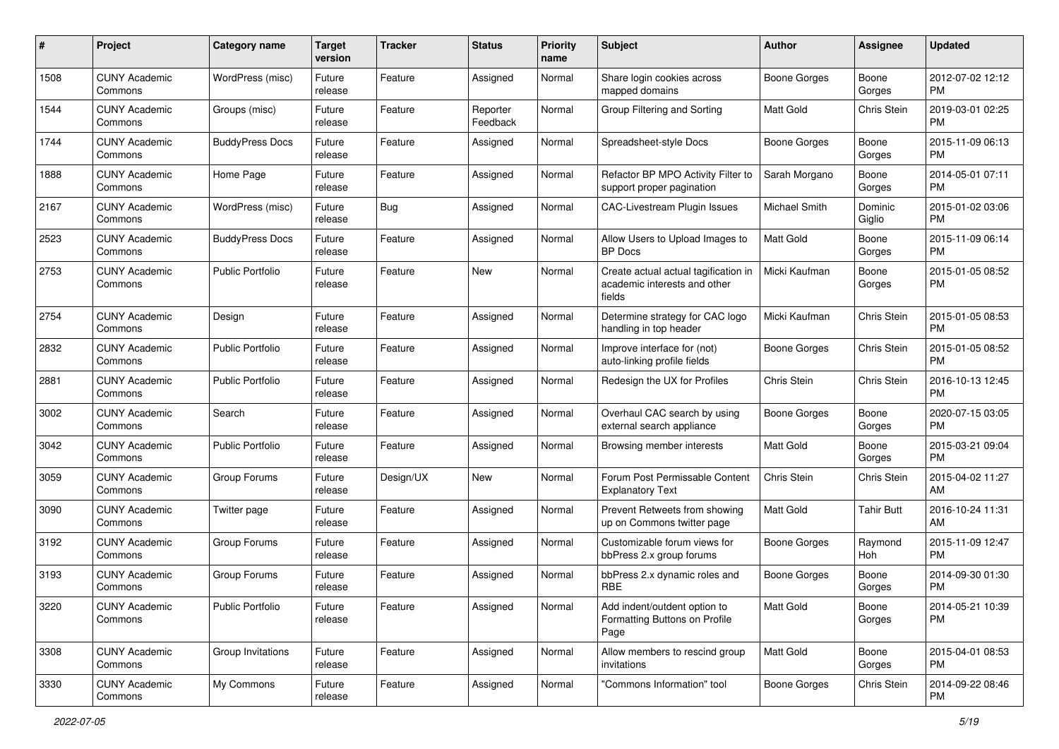| # | Project | Category name | Target version | Tracker | Status | Priority name | Subject | Author | Assignee | Updated |
|---|---|---|---|---|---|---|---|---|---|---|
| 1508 | CUNY Academic Commons | WordPress (misc) | Future release | Feature | Assigned | Normal | Share login cookies across mapped domains | Boone Gorges | Boone Gorges | 2012-07-02 12:12 PM |
| 1544 | CUNY Academic Commons | Groups (misc) | Future release | Feature | Reporter Feedback | Normal | Group Filtering and Sorting | Matt Gold | Chris Stein | 2019-03-01 02:25 PM |
| 1744 | CUNY Academic Commons | BuddyPress Docs | Future release | Feature | Assigned | Normal | Spreadsheet-style Docs | Boone Gorges | Boone Gorges | 2015-11-09 06:13 PM |
| 1888 | CUNY Academic Commons | Home Page | Future release | Feature | Assigned | Normal | Refactor BP MPO Activity Filter to support proper pagination | Sarah Morgano | Boone Gorges | 2014-05-01 07:11 PM |
| 2167 | CUNY Academic Commons | WordPress (misc) | Future release | Bug | Assigned | Normal | CAC-Livestream Plugin Issues | Michael Smith | Dominic Giglio | 2015-01-02 03:06 PM |
| 2523 | CUNY Academic Commons | BuddyPress Docs | Future release | Feature | Assigned | Normal | Allow Users to Upload Images to BP Docs | Matt Gold | Boone Gorges | 2015-11-09 06:14 PM |
| 2753 | CUNY Academic Commons | Public Portfolio | Future release | Feature | New | Normal | Create actual actual tagification in academic interests and other fields | Micki Kaufman | Boone Gorges | 2015-01-05 08:52 PM |
| 2754 | CUNY Academic Commons | Design | Future release | Feature | Assigned | Normal | Determine strategy for CAC logo handling in top header | Micki Kaufman | Chris Stein | 2015-01-05 08:53 PM |
| 2832 | CUNY Academic Commons | Public Portfolio | Future release | Feature | Assigned | Normal | Improve interface for (not) auto-linking profile fields | Boone Gorges | Chris Stein | 2015-01-05 08:52 PM |
| 2881 | CUNY Academic Commons | Public Portfolio | Future release | Feature | Assigned | Normal | Redesign the UX for Profiles | Chris Stein | Chris Stein | 2016-10-13 12:45 PM |
| 3002 | CUNY Academic Commons | Search | Future release | Feature | Assigned | Normal | Overhaul CAC search by using external search appliance | Boone Gorges | Boone Gorges | 2020-07-15 03:05 PM |
| 3042 | CUNY Academic Commons | Public Portfolio | Future release | Feature | Assigned | Normal | Browsing member interests | Matt Gold | Boone Gorges | 2015-03-21 09:04 PM |
| 3059 | CUNY Academic Commons | Group Forums | Future release | Design/UX | New | Normal | Forum Post Permissable Content Explanatory Text | Chris Stein | Chris Stein | 2015-04-02 11:27 AM |
| 3090 | CUNY Academic Commons | Twitter page | Future release | Feature | Assigned | Normal | Prevent Retweets from showing up on Commons twitter page | Matt Gold | Tahir Butt | 2016-10-24 11:31 AM |
| 3192 | CUNY Academic Commons | Group Forums | Future release | Feature | Assigned | Normal | Customizable forum views for bbPress 2.x group forums | Boone Gorges | Raymond Hoh | 2015-11-09 12:47 PM |
| 3193 | CUNY Academic Commons | Group Forums | Future release | Feature | Assigned | Normal | bbPress 2.x dynamic roles and RBE | Boone Gorges | Boone Gorges | 2014-09-30 01:30 PM |
| 3220 | CUNY Academic Commons | Public Portfolio | Future release | Feature | Assigned | Normal | Add indent/outdent option to Formatting Buttons on Profile Page | Matt Gold | Boone Gorges | 2014-05-21 10:39 PM |
| 3308 | CUNY Academic Commons | Group Invitations | Future release | Feature | Assigned | Normal | Allow members to rescind group invitations | Matt Gold | Boone Gorges | 2015-04-01 08:53 PM |
| 3330 | CUNY Academic Commons | My Commons | Future release | Feature | Assigned | Normal | "Commons Information" tool | Boone Gorges | Chris Stein | 2014-09-22 08:46 PM |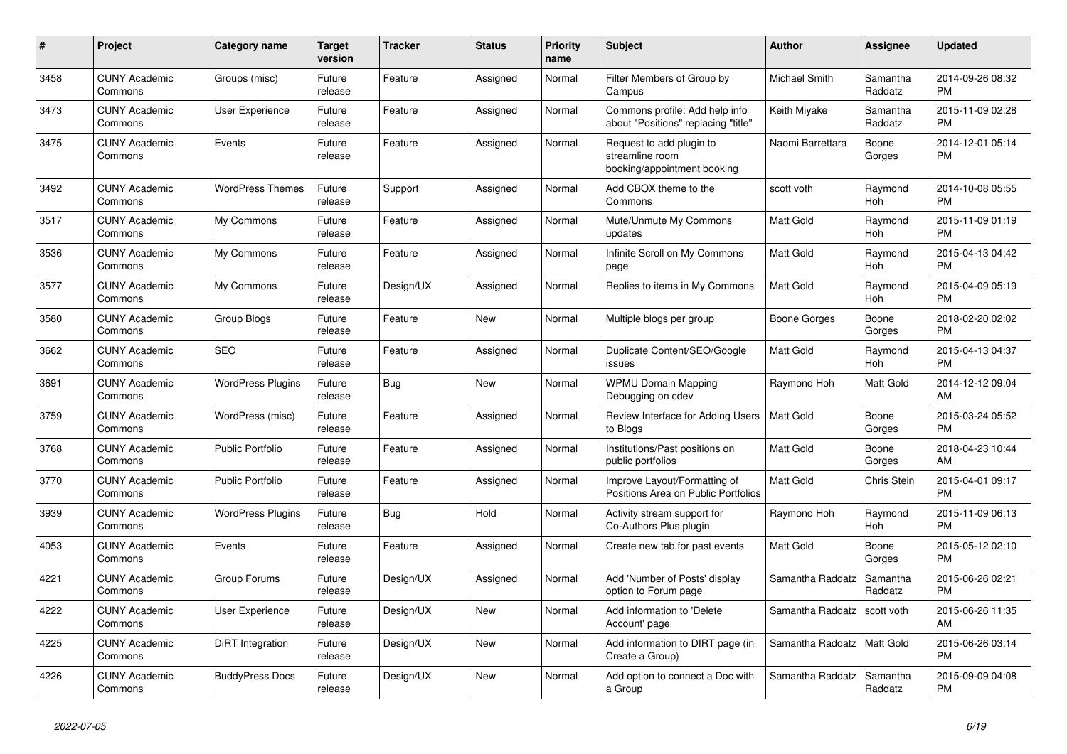| # | Project | Category name | Target version | Tracker | Status | Priority name | Subject | Author | Assignee | Updated |
|---|---|---|---|---|---|---|---|---|---|---|
| 3458 | CUNY Academic Commons | Groups (misc) | Future release | Feature | Assigned | Normal | Filter Members of Group by Campus | Michael Smith | Samantha Raddatz | 2014-09-26 08:32 PM |
| 3473 | CUNY Academic Commons | User Experience | Future release | Feature | Assigned | Normal | Commons profile: Add help info about "Positions" replacing "title" | Keith Miyake | Samantha Raddatz | 2015-11-09 02:28 PM |
| 3475 | CUNY Academic Commons | Events | Future release | Feature | Assigned | Normal | Request to add plugin to streamline room booking/appointment booking | Naomi Barrettara | Boone Gorges | 2014-12-01 05:14 PM |
| 3492 | CUNY Academic Commons | WordPress Themes | Future release | Support | Assigned | Normal | Add CBOX theme to the Commons | scott voth | Raymond Hoh | 2014-10-08 05:55 PM |
| 3517 | CUNY Academic Commons | My Commons | Future release | Feature | Assigned | Normal | Mute/Unmute My Commons updates | Matt Gold | Raymond Hoh | 2015-11-09 01:19 PM |
| 3536 | CUNY Academic Commons | My Commons | Future release | Feature | Assigned | Normal | Infinite Scroll on My Commons page | Matt Gold | Raymond Hoh | 2015-04-13 04:42 PM |
| 3577 | CUNY Academic Commons | My Commons | Future release | Design/UX | Assigned | Normal | Replies to items in My Commons | Matt Gold | Raymond Hoh | 2015-04-09 05:19 PM |
| 3580 | CUNY Academic Commons | Group Blogs | Future release | Feature | New | Normal | Multiple blogs per group | Boone Gorges | Boone Gorges | 2018-02-20 02:02 PM |
| 3662 | CUNY Academic Commons | SEO | Future release | Feature | Assigned | Normal | Duplicate Content/SEO/Google issues | Matt Gold | Raymond Hoh | 2015-04-13 04:37 PM |
| 3691 | CUNY Academic Commons | WordPress Plugins | Future release | Bug | New | Normal | WPMU Domain Mapping Debugging on cdev | Raymond Hoh | Matt Gold | 2014-12-12 09:04 AM |
| 3759 | CUNY Academic Commons | WordPress (misc) | Future release | Feature | Assigned | Normal | Review Interface for Adding Users to Blogs | Matt Gold | Boone Gorges | 2015-03-24 05:52 PM |
| 3768 | CUNY Academic Commons | Public Portfolio | Future release | Feature | Assigned | Normal | Institutions/Past positions on public portfolios | Matt Gold | Boone Gorges | 2018-04-23 10:44 AM |
| 3770 | CUNY Academic Commons | Public Portfolio | Future release | Feature | Assigned | Normal | Improve Layout/Formatting of Positions Area on Public Portfolios | Matt Gold | Chris Stein | 2015-04-01 09:17 PM |
| 3939 | CUNY Academic Commons | WordPress Plugins | Future release | Bug | Hold | Normal | Activity stream support for Co-Authors Plus plugin | Raymond Hoh | Raymond Hoh | 2015-11-09 06:13 PM |
| 4053 | CUNY Academic Commons | Events | Future release | Feature | Assigned | Normal | Create new tab for past events | Matt Gold | Boone Gorges | 2015-05-12 02:10 PM |
| 4221 | CUNY Academic Commons | Group Forums | Future release | Design/UX | Assigned | Normal | Add 'Number of Posts' display option to Forum page | Samantha Raddatz | Samantha Raddatz | 2015-06-26 02:21 PM |
| 4222 | CUNY Academic Commons | User Experience | Future release | Design/UX | New | Normal | Add information to 'Delete Account' page | Samantha Raddatz | scott voth | 2015-06-26 11:35 AM |
| 4225 | CUNY Academic Commons | DiRT Integration | Future release | Design/UX | New | Normal | Add information to DIRT page (in Create a Group) | Samantha Raddatz | Matt Gold | 2015-06-26 03:14 PM |
| 4226 | CUNY Academic Commons | BuddyPress Docs | Future release | Design/UX | New | Normal | Add option to connect a Doc with a Group | Samantha Raddatz | Samantha Raddatz | 2015-09-09 04:08 PM |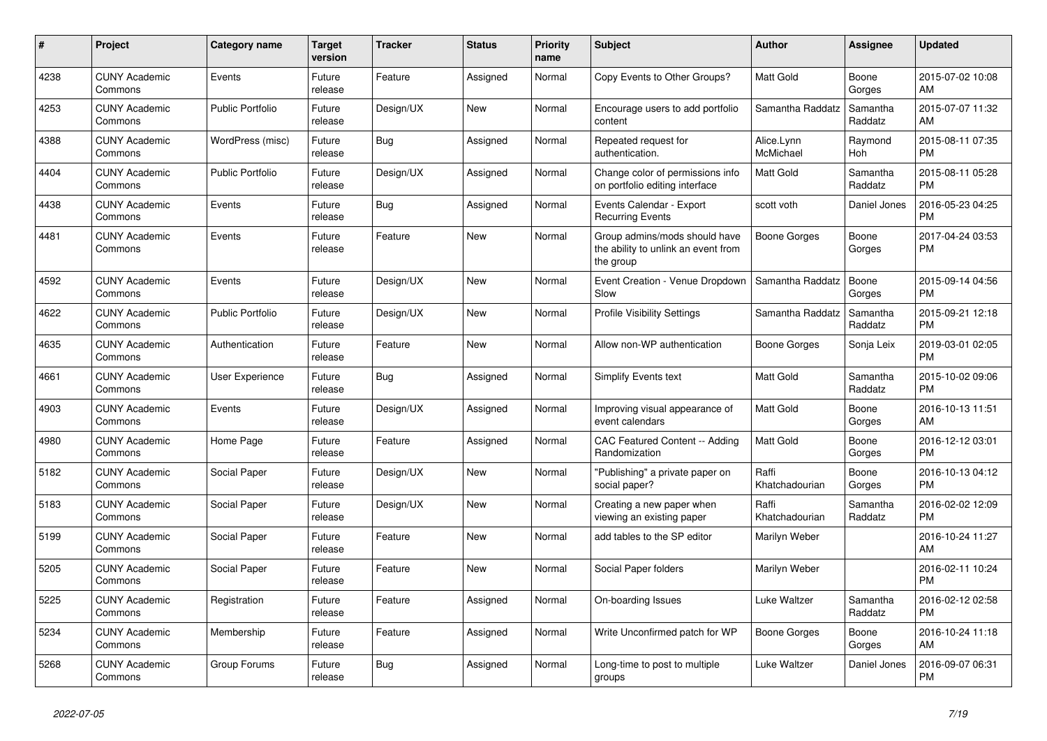| # | Project | Category name | Target version | Tracker | Status | Priority name | Subject | Author | Assignee | Updated |
|---|---|---|---|---|---|---|---|---|---|---|
| 4238 | CUNY Academic Commons | Events | Future release | Feature | Assigned | Normal | Copy Events to Other Groups? | Matt Gold | Boone Gorges | 2015-07-02 10:08 AM |
| 4253 | CUNY Academic Commons | Public Portfolio | Future release | Design/UX | New | Normal | Encourage users to add portfolio content | Samantha Raddatz | Samantha Raddatz | 2015-07-07 11:32 AM |
| 4388 | CUNY Academic Commons | WordPress (misc) | Future release | Bug | Assigned | Normal | Repeated request for authentication. | Alice.Lynn McMichael | Raymond Hoh | 2015-08-11 07:35 PM |
| 4404 | CUNY Academic Commons | Public Portfolio | Future release | Design/UX | Assigned | Normal | Change color of permissions info on portfolio editing interface | Matt Gold | Samantha Raddatz | 2015-08-11 05:28 PM |
| 4438 | CUNY Academic Commons | Events | Future release | Bug | Assigned | Normal | Events Calendar - Export Recurring Events | scott voth | Daniel Jones | 2016-05-23 04:25 PM |
| 4481 | CUNY Academic Commons | Events | Future release | Feature | New | Normal | Group admins/mods should have the ability to unlink an event from the group | Boone Gorges | Boone Gorges | 2017-04-24 03:53 PM |
| 4592 | CUNY Academic Commons | Events | Future release | Design/UX | New | Normal | Event Creation - Venue Dropdown Slow | Samantha Raddatz | Boone Gorges | 2015-09-14 04:56 PM |
| 4622 | CUNY Academic Commons | Public Portfolio | Future release | Design/UX | New | Normal | Profile Visibility Settings | Samantha Raddatz | Samantha Raddatz | 2015-09-21 12:18 PM |
| 4635 | CUNY Academic Commons | Authentication | Future release | Feature | New | Normal | Allow non-WP authentication | Boone Gorges | Sonja Leix | 2019-03-01 02:05 PM |
| 4661 | CUNY Academic Commons | User Experience | Future release | Bug | Assigned | Normal | Simplify Events text | Matt Gold | Samantha Raddatz | 2015-10-02 09:06 PM |
| 4903 | CUNY Academic Commons | Events | Future release | Design/UX | Assigned | Normal | Improving visual appearance of event calendars | Matt Gold | Boone Gorges | 2016-10-13 11:51 AM |
| 4980 | CUNY Academic Commons | Home Page | Future release | Feature | Assigned | Normal | CAC Featured Content -- Adding Randomization | Matt Gold | Boone Gorges | 2016-12-12 03:01 PM |
| 5182 | CUNY Academic Commons | Social Paper | Future release | Design/UX | New | Normal | "Publishing" a private paper on social paper? | Raffi Khatchadourian | Boone Gorges | 2016-10-13 04:12 PM |
| 5183 | CUNY Academic Commons | Social Paper | Future release | Design/UX | New | Normal | Creating a new paper when viewing an existing paper | Raffi Khatchadourian | Samantha Raddatz | 2016-02-02 12:09 PM |
| 5199 | CUNY Academic Commons | Social Paper | Future release | Feature | New | Normal | add tables to the SP editor | Marilyn Weber | | 2016-10-24 11:27 AM |
| 5205 | CUNY Academic Commons | Social Paper | Future release | Feature | New | Normal | Social Paper folders | Marilyn Weber | | 2016-02-11 10:24 PM |
| 5225 | CUNY Academic Commons | Registration | Future release | Feature | Assigned | Normal | On-boarding Issues | Luke Waltzer | Samantha Raddatz | 2016-02-12 02:58 PM |
| 5234 | CUNY Academic Commons | Membership | Future release | Feature | Assigned | Normal | Write Unconfirmed patch for WP | Boone Gorges | Boone Gorges | 2016-10-24 11:18 AM |
| 5268 | CUNY Academic Commons | Group Forums | Future release | Bug | Assigned | Normal | Long-time to post to multiple groups | Luke Waltzer | Daniel Jones | 2016-09-07 06:31 PM |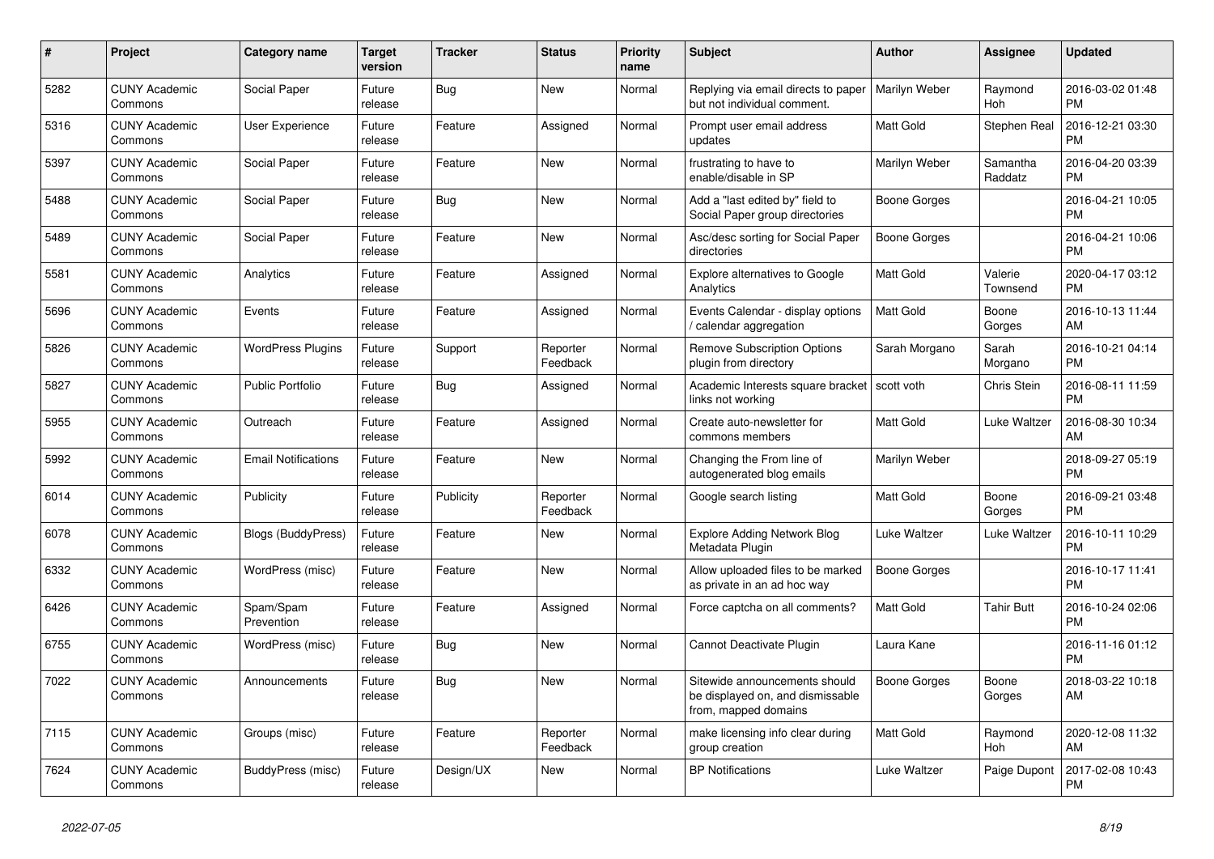| # | Project | Category name | Target version | Tracker | Status | Priority name | Subject | Author | Assignee | Updated |
|---|---|---|---|---|---|---|---|---|---|---|
| 5282 | CUNY Academic Commons | Social Paper | Future release | Bug | New | Normal | Replying via email directs to paper but not individual comment. | Marilyn Weber | Raymond Hoh | 2016-03-02 01:48 PM |
| 5316 | CUNY Academic Commons | User Experience | Future release | Feature | Assigned | Normal | Prompt user email address updates | Matt Gold | Stephen Real | 2016-12-21 03:30 PM |
| 5397 | CUNY Academic Commons | Social Paper | Future release | Feature | New | Normal | frustrating to have to enable/disable in SP | Marilyn Weber | Samantha Raddatz | 2016-04-20 03:39 PM |
| 5488 | CUNY Academic Commons | Social Paper | Future release | Bug | New | Normal | Add a "last edited by" field to Social Paper group directories | Boone Gorges | | 2016-04-21 10:05 PM |
| 5489 | CUNY Academic Commons | Social Paper | Future release | Feature | New | Normal | Asc/desc sorting for Social Paper directories | Boone Gorges | | 2016-04-21 10:06 PM |
| 5581 | CUNY Academic Commons | Analytics | Future release | Feature | Assigned | Normal | Explore alternatives to Google Analytics | Matt Gold | Valerie Townsend | 2020-04-17 03:12 PM |
| 5696 | CUNY Academic Commons | Events | Future release | Feature | Assigned | Normal | Events Calendar - display options / calendar aggregation | Matt Gold | Boone Gorges | 2016-10-13 11:44 AM |
| 5826 | CUNY Academic Commons | WordPress Plugins | Future release | Support | Reporter Feedback | Normal | Remove Subscription Options plugin from directory | Sarah Morgano | Sarah Morgano | 2016-10-21 04:14 PM |
| 5827 | CUNY Academic Commons | Public Portfolio | Future release | Bug | Assigned | Normal | Academic Interests square bracket links not working | scott voth | Chris Stein | 2016-08-11 11:59 PM |
| 5955 | CUNY Academic Commons | Outreach | Future release | Feature | Assigned | Normal | Create auto-newsletter for commons members | Matt Gold | Luke Waltzer | 2016-08-30 10:34 AM |
| 5992 | CUNY Academic Commons | Email Notifications | Future release | Feature | New | Normal | Changing the From line of autogenerated blog emails | Marilyn Weber | | 2018-09-27 05:19 PM |
| 6014 | CUNY Academic Commons | Publicity | Future release | Publicity | Reporter Feedback | Normal | Google search listing | Matt Gold | Boone Gorges | 2016-09-21 03:48 PM |
| 6078 | CUNY Academic Commons | Blogs (BuddyPress) | Future release | Feature | New | Normal | Explore Adding Network Blog Metadata Plugin | Luke Waltzer | Luke Waltzer | 2016-10-11 10:29 PM |
| 6332 | CUNY Academic Commons | WordPress (misc) | Future release | Feature | New | Normal | Allow uploaded files to be marked as private in an ad hoc way | Boone Gorges | | 2016-10-17 11:41 PM |
| 6426 | CUNY Academic Commons | Spam/Spam Prevention | Future release | Feature | Assigned | Normal | Force captcha on all comments? | Matt Gold | Tahir Butt | 2016-10-24 02:06 PM |
| 6755 | CUNY Academic Commons | WordPress (misc) | Future release | Bug | New | Normal | Cannot Deactivate Plugin | Laura Kane | | 2016-11-16 01:12 PM |
| 7022 | CUNY Academic Commons | Announcements | Future release | Bug | New | Normal | Sitewide announcements should be displayed on, and dismissable from, mapped domains | Boone Gorges | Boone Gorges | 2018-03-22 10:18 AM |
| 7115 | CUNY Academic Commons | Groups (misc) | Future release | Feature | Reporter Feedback | Normal | make licensing info clear during group creation | Matt Gold | Raymond Hoh | 2020-12-08 11:32 AM |
| 7624 | CUNY Academic Commons | BuddyPress (misc) | Future release | Design/UX | New | Normal | BP Notifications | Luke Waltzer | Paige Dupont | 2017-02-08 10:43 PM |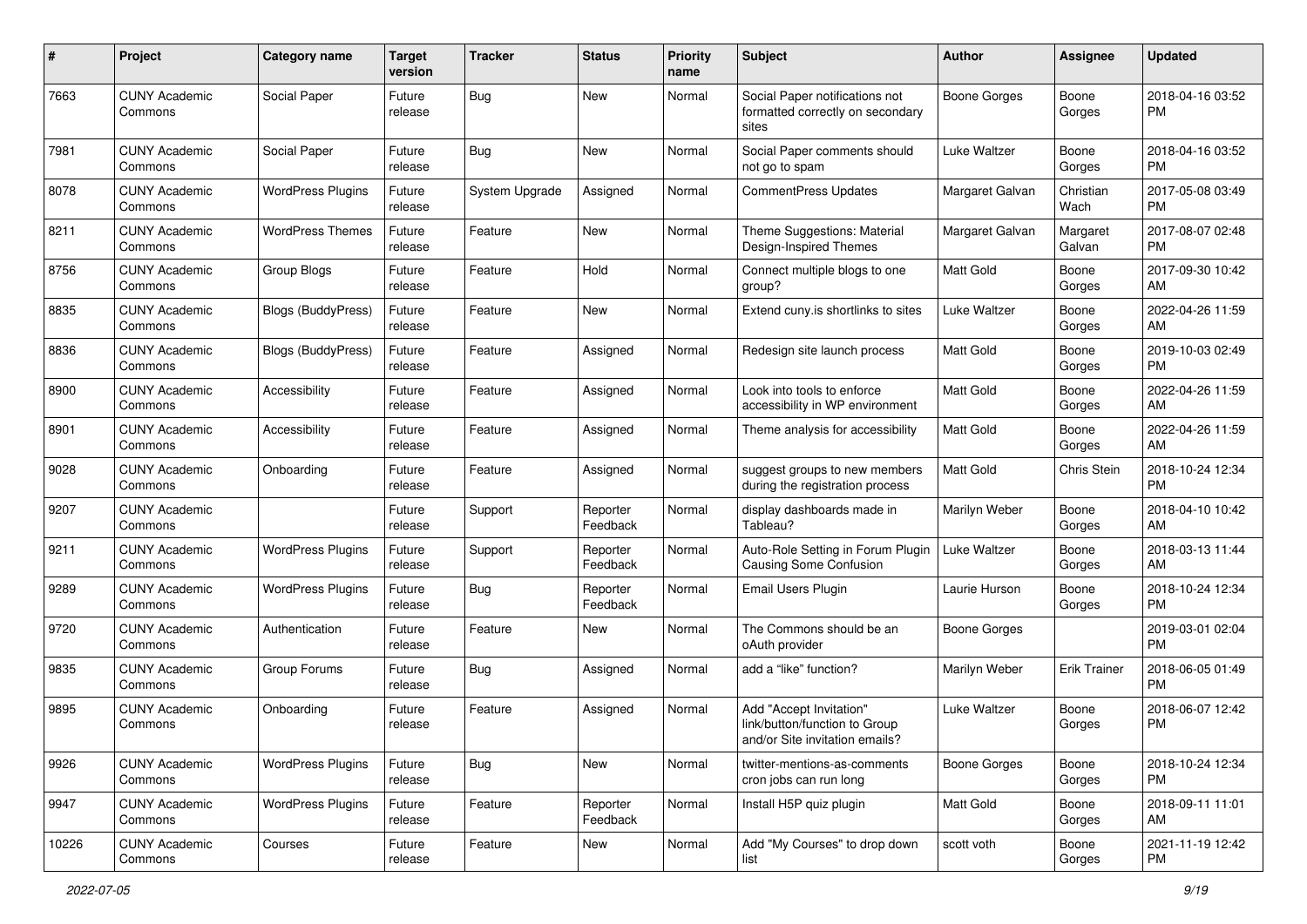| # | Project | Category name | Target version | Tracker | Status | Priority name | Subject | Author | Assignee | Updated |
|---|---|---|---|---|---|---|---|---|---|---|
| 7663 | CUNY Academic Commons | Social Paper | Future release | Bug | New | Normal | Social Paper notifications not formatted correctly on secondary sites | Boone Gorges | Boone Gorges | 2018-04-16 03:52 PM |
| 7981 | CUNY Academic Commons | Social Paper | Future release | Bug | New | Normal | Social Paper comments should not go to spam | Luke Waltzer | Boone Gorges | 2018-04-16 03:52 PM |
| 8078 | CUNY Academic Commons | WordPress Plugins | Future release | System Upgrade | Assigned | Normal | CommentPress Updates | Margaret Galvan | Christian Wach | 2017-05-08 03:49 PM |
| 8211 | CUNY Academic Commons | WordPress Themes | Future release | Feature | New | Normal | Theme Suggestions: Material Design-Inspired Themes | Margaret Galvan | Margaret Galvan | 2017-08-07 02:48 PM |
| 8756 | CUNY Academic Commons | Group Blogs | Future release | Feature | Hold | Normal | Connect multiple blogs to one group? | Matt Gold | Boone Gorges | 2017-09-30 10:42 AM |
| 8835 | CUNY Academic Commons | Blogs (BuddyPress) | Future release | Feature | New | Normal | Extend cuny.is shortlinks to sites | Luke Waltzer | Boone Gorges | 2022-04-26 11:59 AM |
| 8836 | CUNY Academic Commons | Blogs (BuddyPress) | Future release | Feature | Assigned | Normal | Redesign site launch process | Matt Gold | Boone Gorges | 2019-10-03 02:49 PM |
| 8900 | CUNY Academic Commons | Accessibility | Future release | Feature | Assigned | Normal | Look into tools to enforce accessibility in WP environment | Matt Gold | Boone Gorges | 2022-04-26 11:59 AM |
| 8901 | CUNY Academic Commons | Accessibility | Future release | Feature | Assigned | Normal | Theme analysis for accessibility | Matt Gold | Boone Gorges | 2022-04-26 11:59 AM |
| 9028 | CUNY Academic Commons | Onboarding | Future release | Feature | Assigned | Normal | suggest groups to new members during the registration process | Matt Gold | Chris Stein | 2018-10-24 12:34 PM |
| 9207 | CUNY Academic Commons | | Future release | Support | Reporter Feedback | Normal | display dashboards made in Tableau? | Marilyn Weber | Boone Gorges | 2018-04-10 10:42 AM |
| 9211 | CUNY Academic Commons | WordPress Plugins | Future release | Support | Reporter Feedback | Normal | Auto-Role Setting in Forum Plugin Causing Some Confusion | Luke Waltzer | Boone Gorges | 2018-03-13 11:44 AM |
| 9289 | CUNY Academic Commons | WordPress Plugins | Future release | Bug | Reporter Feedback | Normal | Email Users Plugin | Laurie Hurson | Boone Gorges | 2018-10-24 12:34 PM |
| 9720 | CUNY Academic Commons | Authentication | Future release | Feature | New | Normal | The Commons should be an oAuth provider | Boone Gorges | | 2019-03-01 02:04 PM |
| 9835 | CUNY Academic Commons | Group Forums | Future release | Bug | Assigned | Normal | add a "like" function? | Marilyn Weber | Erik Trainer | 2018-06-05 01:49 PM |
| 9895 | CUNY Academic Commons | Onboarding | Future release | Feature | Assigned | Normal | Add "Accept Invitation" link/button/function to Group and/or Site invitation emails? | Luke Waltzer | Boone Gorges | 2018-06-07 12:42 PM |
| 9926 | CUNY Academic Commons | WordPress Plugins | Future release | Bug | New | Normal | twitter-mentions-as-comments cron jobs can run long | Boone Gorges | Boone Gorges | 2018-10-24 12:34 PM |
| 9947 | CUNY Academic Commons | WordPress Plugins | Future release | Feature | Reporter Feedback | Normal | Install H5P quiz plugin | Matt Gold | Boone Gorges | 2018-09-11 11:01 AM |
| 10226 | CUNY Academic Commons | Courses | Future release | Feature | New | Normal | Add "My Courses" to drop down list | scott voth | Boone Gorges | 2021-11-19 12:42 PM |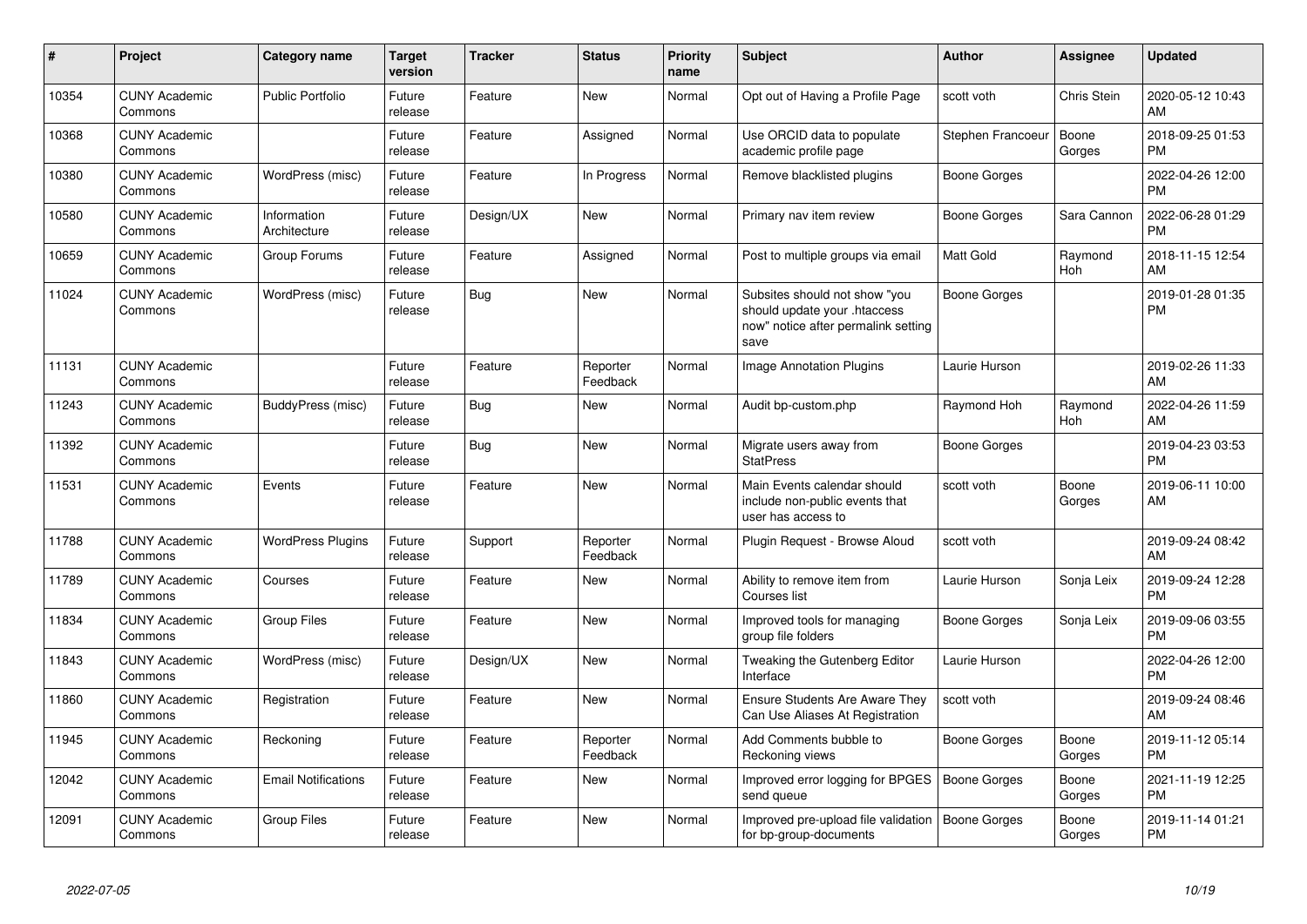| # | Project | Category name | Target version | Tracker | Status | Priority name | Subject | Author | Assignee | Updated |
|---|---|---|---|---|---|---|---|---|---|---|
| 10354 | CUNY Academic Commons | Public Portfolio | Future release | Feature | New | Normal | Opt out of Having a Profile Page | scott voth | Chris Stein | 2020-05-12 10:43 AM |
| 10368 | CUNY Academic Commons | | Future release | Feature | Assigned | Normal | Use ORCID data to populate academic profile page | Stephen Francoeur | Boone Gorges | 2018-09-25 01:53 PM |
| 10380 | CUNY Academic Commons | WordPress (misc) | Future release | Feature | In Progress | Normal | Remove blacklisted plugins | Boone Gorges | | 2022-04-26 12:00 PM |
| 10580 | CUNY Academic Commons | Information Architecture | Future release | Design/UX | New | Normal | Primary nav item review | Boone Gorges | Sara Cannon | 2022-06-28 01:29 PM |
| 10659 | CUNY Academic Commons | Group Forums | Future release | Feature | Assigned | Normal | Post to multiple groups via email | Matt Gold | Raymond Hoh | 2018-11-15 12:54 AM |
| 11024 | CUNY Academic Commons | WordPress (misc) | Future release | Bug | New | Normal | Subsites should not show "you should update your .htaccess now" notice after permalink setting save | Boone Gorges | | 2019-01-28 01:35 PM |
| 11131 | CUNY Academic Commons | | Future release | Feature | Reporter Feedback | Normal | Image Annotation Plugins | Laurie Hurson | | 2019-02-26 11:33 AM |
| 11243 | CUNY Academic Commons | BuddyPress (misc) | Future release | Bug | New | Normal | Audit bp-custom.php | Raymond Hoh | Raymond Hoh | 2022-04-26 11:59 AM |
| 11392 | CUNY Academic Commons | | Future release | Bug | New | Normal | Migrate users away from StatPress | Boone Gorges | | 2019-04-23 03:53 PM |
| 11531 | CUNY Academic Commons | Events | Future release | Feature | New | Normal | Main Events calendar should include non-public events that user has access to | scott voth | Boone Gorges | 2019-06-11 10:00 AM |
| 11788 | CUNY Academic Commons | WordPress Plugins | Future release | Support | Reporter Feedback | Normal | Plugin Request - Browse Aloud | scott voth | | 2019-09-24 08:42 AM |
| 11789 | CUNY Academic Commons | Courses | Future release | Feature | New | Normal | Ability to remove item from Courses list | Laurie Hurson | Sonja Leix | 2019-09-24 12:28 PM |
| 11834 | CUNY Academic Commons | Group Files | Future release | Feature | New | Normal | Improved tools for managing group file folders | Boone Gorges | Sonja Leix | 2019-09-06 03:55 PM |
| 11843 | CUNY Academic Commons | WordPress (misc) | Future release | Design/UX | New | Normal | Tweaking the Gutenberg Editor Interface | Laurie Hurson | | 2022-04-26 12:00 PM |
| 11860 | CUNY Academic Commons | Registration | Future release | Feature | New | Normal | Ensure Students Are Aware They Can Use Aliases At Registration | scott voth | | 2019-09-24 08:46 AM |
| 11945 | CUNY Academic Commons | Reckoning | Future release | Feature | Reporter Feedback | Normal | Add Comments bubble to Reckoning views | Boone Gorges | Boone Gorges | 2019-11-12 05:14 PM |
| 12042 | CUNY Academic Commons | Email Notifications | Future release | Feature | New | Normal | Improved error logging for BPGES send queue | Boone Gorges | Boone Gorges | 2021-11-19 12:25 PM |
| 12091 | CUNY Academic Commons | Group Files | Future release | Feature | New | Normal | Improved pre-upload file validation for bp-group-documents | Boone Gorges | Boone Gorges | 2019-11-14 01:21 PM |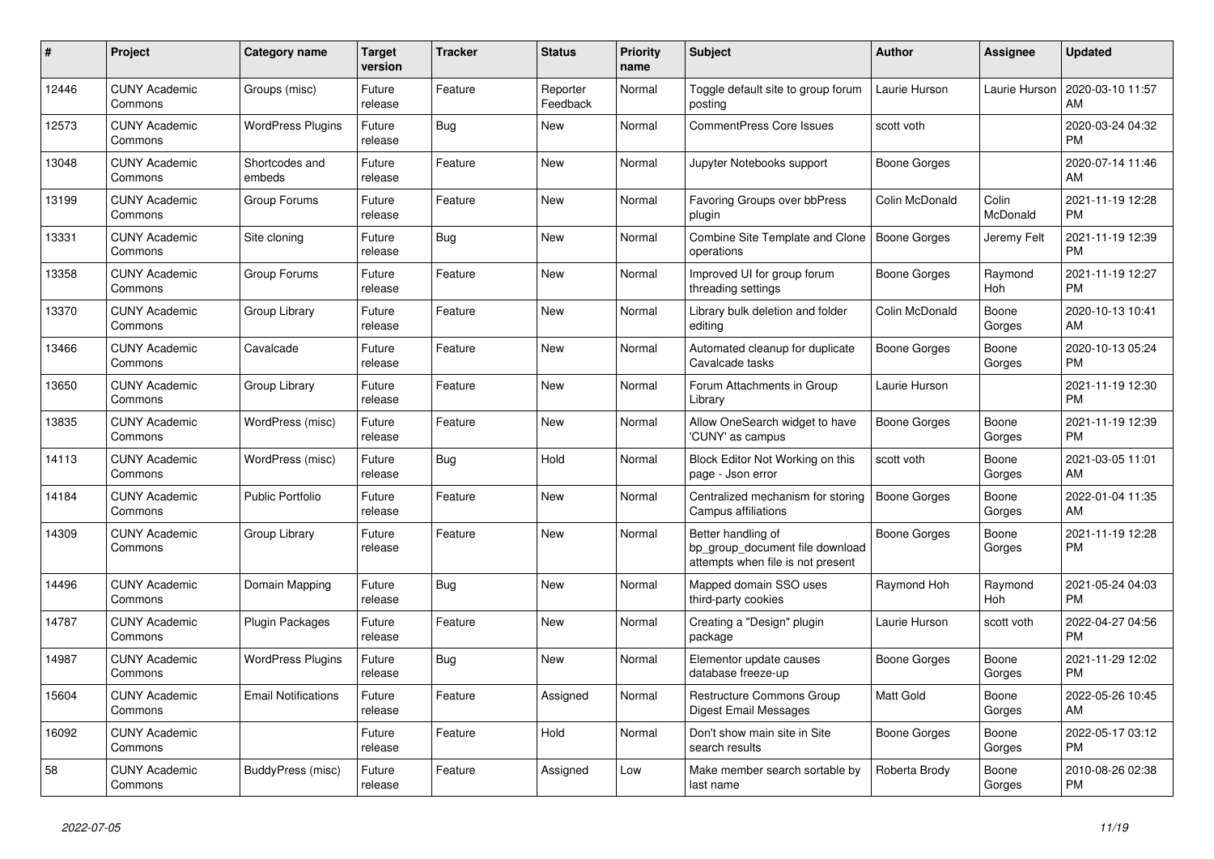| # | Project | Category name | Target version | Tracker | Status | Priority name | Subject | Author | Assignee | Updated |
|---|---|---|---|---|---|---|---|---|---|---|
| 12446 | CUNY Academic Commons | Groups (misc) | Future release | Feature | Reporter Feedback | Normal | Toggle default site to group forum posting | Laurie Hurson | Laurie Hurson | 2020-03-10 11:57 AM |
| 12573 | CUNY Academic Commons | WordPress Plugins | Future release | Bug | New | Normal | CommentPress Core Issues | scott voth | | 2020-03-24 04:32 PM |
| 13048 | CUNY Academic Commons | Shortcodes and embeds | Future release | Feature | New | Normal | Jupyter Notebooks support | Boone Gorges | | 2020-07-14 11:46 AM |
| 13199 | CUNY Academic Commons | Group Forums | Future release | Feature | New | Normal | Favoring Groups over bbPress plugin | Colin McDonald | Colin McDonald | 2021-11-19 12:28 PM |
| 13331 | CUNY Academic Commons | Site cloning | Future release | Bug | New | Normal | Combine Site Template and Clone operations | Boone Gorges | Jeremy Felt | 2021-11-19 12:39 PM |
| 13358 | CUNY Academic Commons | Group Forums | Future release | Feature | New | Normal | Improved UI for group forum threading settings | Boone Gorges | Raymond Hoh | 2021-11-19 12:27 PM |
| 13370 | CUNY Academic Commons | Group Library | Future release | Feature | New | Normal | Library bulk deletion and folder editing | Colin McDonald | Boone Gorges | 2020-10-13 10:41 AM |
| 13466 | CUNY Academic Commons | Cavalcade | Future release | Feature | New | Normal | Automated cleanup for duplicate Cavalcade tasks | Boone Gorges | Boone Gorges | 2020-10-13 05:24 PM |
| 13650 | CUNY Academic Commons | Group Library | Future release | Feature | New | Normal | Forum Attachments in Group Library | Laurie Hurson | | 2021-11-19 12:30 PM |
| 13835 | CUNY Academic Commons | WordPress (misc) | Future release | Feature | New | Normal | Allow OneSearch widget to have 'CUNY' as campus | Boone Gorges | Boone Gorges | 2021-11-19 12:39 PM |
| 14113 | CUNY Academic Commons | WordPress (misc) | Future release | Bug | Hold | Normal | Block Editor Not Working on this page - Json error | scott voth | Boone Gorges | 2021-03-05 11:01 AM |
| 14184 | CUNY Academic Commons | Public Portfolio | Future release | Feature | New | Normal | Centralized mechanism for storing Campus affiliations | Boone Gorges | Boone Gorges | 2022-01-04 11:35 AM |
| 14309 | CUNY Academic Commons | Group Library | Future release | Feature | New | Normal | Better handling of bp_group_document file download attempts when file is not present | Boone Gorges | Boone Gorges | 2021-11-19 12:28 PM |
| 14496 | CUNY Academic Commons | Domain Mapping | Future release | Bug | New | Normal | Mapped domain SSO uses third-party cookies | Raymond Hoh | Raymond Hoh | 2021-05-24 04:03 PM |
| 14787 | CUNY Academic Commons | Plugin Packages | Future release | Feature | New | Normal | Creating a "Design" plugin package | Laurie Hurson | scott voth | 2022-04-27 04:56 PM |
| 14987 | CUNY Academic Commons | WordPress Plugins | Future release | Bug | New | Normal | Elementor update causes database freeze-up | Boone Gorges | Boone Gorges | 2021-11-29 12:02 PM |
| 15604 | CUNY Academic Commons | Email Notifications | Future release | Feature | Assigned | Normal | Restructure Commons Group Digest Email Messages | Matt Gold | Boone Gorges | 2022-05-26 10:45 AM |
| 16092 | CUNY Academic Commons | | Future release | Feature | Hold | Normal | Don't show main site in Site search results | Boone Gorges | Boone Gorges | 2022-05-17 03:12 PM |
| 58 | CUNY Academic Commons | BuddyPress (misc) | Future release | Feature | Assigned | Low | Make member search sortable by last name | Roberta Brody | Boone Gorges | 2010-08-26 02:38 PM |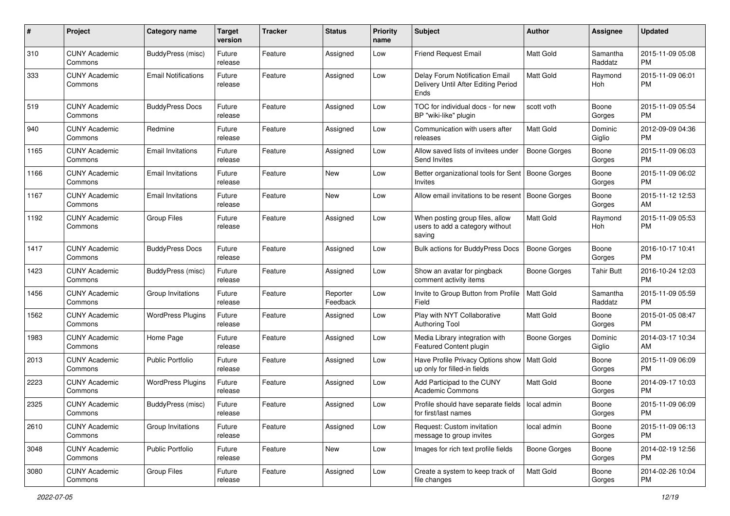| # | Project | Category name | Target version | Tracker | Status | Priority name | Subject | Author | Assignee | Updated |
|---|---|---|---|---|---|---|---|---|---|---|
| 310 | CUNY Academic Commons | BuddyPress (misc) | Future release | Feature | Assigned | Low | Friend Request Email | Matt Gold | Samantha Raddatz | 2015-11-09 05:08 PM |
| 333 | CUNY Academic Commons | Email Notifications | Future release | Feature | Assigned | Low | Delay Forum Notification Email Delivery Until After Editing Period Ends | Matt Gold | Raymond Hoh | 2015-11-09 06:01 PM |
| 519 | CUNY Academic Commons | BuddyPress Docs | Future release | Feature | Assigned | Low | TOC for individual docs - for new BP "wiki-like" plugin | scott voth | Boone Gorges | 2015-11-09 05:54 PM |
| 940 | CUNY Academic Commons | Redmine | Future release | Feature | Assigned | Low | Communication with users after releases | Matt Gold | Dominic Giglio | 2012-09-09 04:36 PM |
| 1165 | CUNY Academic Commons | Email Invitations | Future release | Feature | Assigned | Low | Allow saved lists of invitees under Send Invites | Boone Gorges | Boone Gorges | 2015-11-09 06:03 PM |
| 1166 | CUNY Academic Commons | Email Invitations | Future release | Feature | New | Low | Better organizational tools for Sent Invites | Boone Gorges | Boone Gorges | 2015-11-09 06:02 PM |
| 1167 | CUNY Academic Commons | Email Invitations | Future release | Feature | New | Low | Allow email invitations to be resent | Boone Gorges | Boone Gorges | 2015-11-12 12:53 AM |
| 1192 | CUNY Academic Commons | Group Files | Future release | Feature | Assigned | Low | When posting group files, allow users to add a category without saving | Matt Gold | Raymond Hoh | 2015-11-09 05:53 PM |
| 1417 | CUNY Academic Commons | BuddyPress Docs | Future release | Feature | Assigned | Low | Bulk actions for BuddyPress Docs | Boone Gorges | Boone Gorges | 2016-10-17 10:41 PM |
| 1423 | CUNY Academic Commons | BuddyPress (misc) | Future release | Feature | Assigned | Low | Show an avatar for pingback comment activity items | Boone Gorges | Tahir Butt | 2016-10-24 12:03 PM |
| 1456 | CUNY Academic Commons | Group Invitations | Future release | Feature | Reporter Feedback | Low | Invite to Group Button from Profile Field | Matt Gold | Samantha Raddatz | 2015-11-09 05:59 PM |
| 1562 | CUNY Academic Commons | WordPress Plugins | Future release | Feature | Assigned | Low | Play with NYT Collaborative Authoring Tool | Matt Gold | Boone Gorges | 2015-01-05 08:47 PM |
| 1983 | CUNY Academic Commons | Home Page | Future release | Feature | Assigned | Low | Media Library integration with Featured Content plugin | Boone Gorges | Dominic Giglio | 2014-03-17 10:34 AM |
| 2013 | CUNY Academic Commons | Public Portfolio | Future release | Feature | Assigned | Low | Have Profile Privacy Options show up only for filled-in fields | Matt Gold | Boone Gorges | 2015-11-09 06:09 PM |
| 2223 | CUNY Academic Commons | WordPress Plugins | Future release | Feature | Assigned | Low | Add Participad to the CUNY Academic Commons | Matt Gold | Boone Gorges | 2014-09-17 10:03 PM |
| 2325 | CUNY Academic Commons | BuddyPress (misc) | Future release | Feature | Assigned | Low | Profile should have separate fields for first/last names | local admin | Boone Gorges | 2015-11-09 06:09 PM |
| 2610 | CUNY Academic Commons | Group Invitations | Future release | Feature | Assigned | Low | Request: Custom invitation message to group invites | local admin | Boone Gorges | 2015-11-09 06:13 PM |
| 3048 | CUNY Academic Commons | Public Portfolio | Future release | Feature | New | Low | Images for rich text profile fields | Boone Gorges | Boone Gorges | 2014-02-19 12:56 PM |
| 3080 | CUNY Academic Commons | Group Files | Future release | Feature | Assigned | Low | Create a system to keep track of file changes | Matt Gold | Boone Gorges | 2014-02-26 10:04 PM |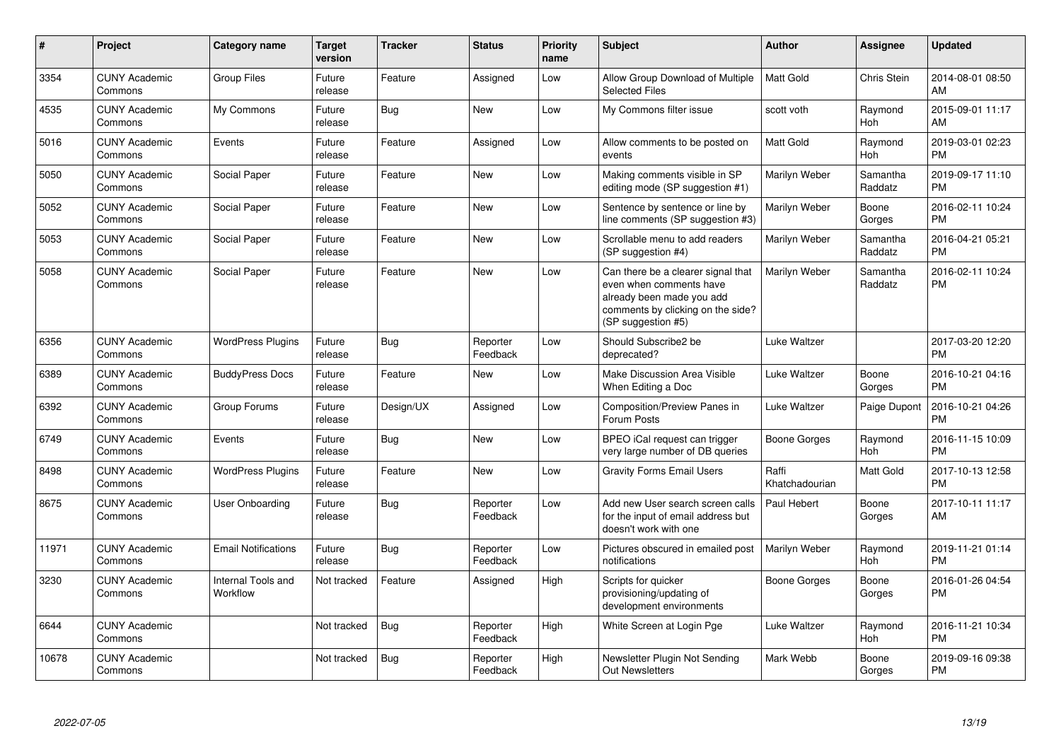| # | Project | Category name | Target version | Tracker | Status | Priority name | Subject | Author | Assignee | Updated |
|---|---|---|---|---|---|---|---|---|---|---|
| 3354 | CUNY Academic Commons | Group Files | Future release | Feature | Assigned | Low | Allow Group Download of Multiple Selected Files | Matt Gold | Chris Stein | 2014-08-01 08:50 AM |
| 4535 | CUNY Academic Commons | My Commons | Future release | Bug | New | Low | My Commons filter issue | scott voth | Raymond Hoh | 2015-09-01 11:17 AM |
| 5016 | CUNY Academic Commons | Events | Future release | Feature | Assigned | Low | Allow comments to be posted on events | Matt Gold | Raymond Hoh | 2019-03-01 02:23 PM |
| 5050 | CUNY Academic Commons | Social Paper | Future release | Feature | New | Low | Making comments visible in SP editing mode (SP suggestion #1) | Marilyn Weber | Samantha Raddatz | 2019-09-17 11:10 PM |
| 5052 | CUNY Academic Commons | Social Paper | Future release | Feature | New | Low | Sentence by sentence or line by line comments (SP suggestion #3) | Marilyn Weber | Boone Gorges | 2016-02-11 10:24 PM |
| 5053 | CUNY Academic Commons | Social Paper | Future release | Feature | New | Low | Scrollable menu to add readers (SP suggestion #4) | Marilyn Weber | Samantha Raddatz | 2016-04-21 05:21 PM |
| 5058 | CUNY Academic Commons | Social Paper | Future release | Feature | New | Low | Can there be a clearer signal that even when comments have already been made you add comments by clicking on the side? (SP suggestion #5) | Marilyn Weber | Samantha Raddatz | 2016-02-11 10:24 PM |
| 6356 | CUNY Academic Commons | WordPress Plugins | Future release | Bug | Reporter Feedback | Low | Should Subscribe2 be deprecated? | Luke Waltzer | | 2017-03-20 12:20 PM |
| 6389 | CUNY Academic Commons | BuddyPress Docs | Future release | Feature | New | Low | Make Discussion Area Visible When Editing a Doc | Luke Waltzer | Boone Gorges | 2016-10-21 04:16 PM |
| 6392 | CUNY Academic Commons | Group Forums | Future release | Design/UX | Assigned | Low | Composition/Preview Panes in Forum Posts | Luke Waltzer | Paige Dupont | 2016-10-21 04:26 PM |
| 6749 | CUNY Academic Commons | Events | Future release | Bug | New | Low | BPEO iCal request can trigger very large number of DB queries | Boone Gorges | Raymond Hoh | 2016-11-15 10:09 PM |
| 8498 | CUNY Academic Commons | WordPress Plugins | Future release | Feature | New | Low | Gravity Forms Email Users | Raffi Khatchadourian | Matt Gold | 2017-10-13 12:58 PM |
| 8675 | CUNY Academic Commons | User Onboarding | Future release | Bug | Reporter Feedback | Low | Add new User search screen calls for the input of email address but doesn't work with one | Paul Hebert | Boone Gorges | 2017-10-11 11:17 AM |
| 11971 | CUNY Academic Commons | Email Notifications | Future release | Bug | Reporter Feedback | Low | Pictures obscured in emailed post notifications | Marilyn Weber | Raymond Hoh | 2019-11-21 01:14 PM |
| 3230 | CUNY Academic Commons | Internal Tools and Workflow | Not tracked | Feature | Assigned | High | Scripts for quicker provisioning/updating of development environments | Boone Gorges | Boone Gorges | 2016-01-26 04:54 PM |
| 6644 | CUNY Academic Commons | | Not tracked | Bug | Reporter Feedback | High | White Screen at Login Pge | Luke Waltzer | Raymond Hoh | 2016-11-21 10:34 PM |
| 10678 | CUNY Academic Commons | | Not tracked | Bug | Reporter Feedback | High | Newsletter Plugin Not Sending Out Newsletters | Mark Webb | Boone Gorges | 2019-09-16 09:38 PM |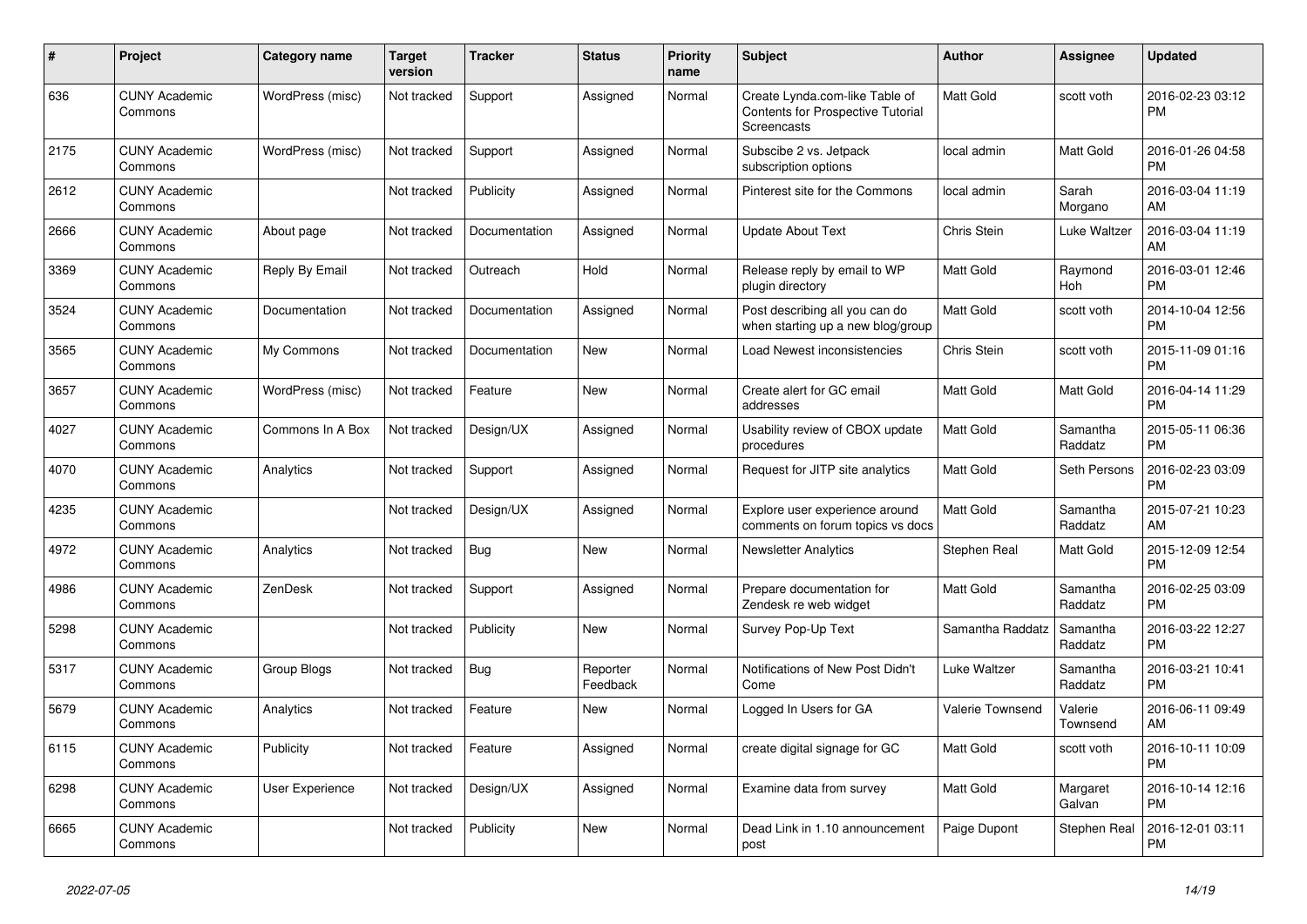| # | Project | Category name | Target version | Tracker | Status | Priority name | Subject | Author | Assignee | Updated |
|---|---|---|---|---|---|---|---|---|---|---|
| 636 | CUNY Academic Commons | WordPress (misc) | Not tracked | Support | Assigned | Normal | Create Lynda.com-like Table of Contents for Prospective Tutorial Screencasts | Matt Gold | scott voth | 2016-02-23 03:12 PM |
| 2175 | CUNY Academic Commons | WordPress (misc) | Not tracked | Support | Assigned | Normal | Subscibe 2 vs. Jetpack subscription options | local admin | Matt Gold | 2016-01-26 04:58 PM |
| 2612 | CUNY Academic Commons | | Not tracked | Publicity | Assigned | Normal | Pinterest site for the Commons | local admin | Sarah Morgano | 2016-03-04 11:19 AM |
| 2666 | CUNY Academic Commons | About page | Not tracked | Documentation | Assigned | Normal | Update About Text | Chris Stein | Luke Waltzer | 2016-03-04 11:19 AM |
| 3369 | CUNY Academic Commons | Reply By Email | Not tracked | Outreach | Hold | Normal | Release reply by email to WP plugin directory | Matt Gold | Raymond Hoh | 2016-03-01 12:46 PM |
| 3524 | CUNY Academic Commons | Documentation | Not tracked | Documentation | Assigned | Normal | Post describing all you can do when starting up a new blog/group | Matt Gold | scott voth | 2014-10-04 12:56 PM |
| 3565 | CUNY Academic Commons | My Commons | Not tracked | Documentation | New | Normal | Load Newest inconsistencies | Chris Stein | scott voth | 2015-11-09 01:16 PM |
| 3657 | CUNY Academic Commons | WordPress (misc) | Not tracked | Feature | New | Normal | Create alert for GC email addresses | Matt Gold | Matt Gold | 2016-04-14 11:29 PM |
| 4027 | CUNY Academic Commons | Commons In A Box | Not tracked | Design/UX | Assigned | Normal | Usability review of CBOX update procedures | Matt Gold | Samantha Raddatz | 2015-05-11 06:36 PM |
| 4070 | CUNY Academic Commons | Analytics | Not tracked | Support | Assigned | Normal | Request for JITP site analytics | Matt Gold | Seth Persons | 2016-02-23 03:09 PM |
| 4235 | CUNY Academic Commons | | Not tracked | Design/UX | Assigned | Normal | Explore user experience around comments on forum topics vs docs | Matt Gold | Samantha Raddatz | 2015-07-21 10:23 AM |
| 4972 | CUNY Academic Commons | Analytics | Not tracked | Bug | New | Normal | Newsletter Analytics | Stephen Real | Matt Gold | 2015-12-09 12:54 PM |
| 4986 | CUNY Academic Commons | ZenDesk | Not tracked | Support | Assigned | Normal | Prepare documentation for Zendesk re web widget | Matt Gold | Samantha Raddatz | 2016-02-25 03:09 PM |
| 5298 | CUNY Academic Commons | | Not tracked | Publicity | New | Normal | Survey Pop-Up Text | Samantha Raddatz | Samantha Raddatz | 2016-03-22 12:27 PM |
| 5317 | CUNY Academic Commons | Group Blogs | Not tracked | Bug | Reporter Feedback | Normal | Notifications of New Post Didn't Come | Luke Waltzer | Samantha Raddatz | 2016-03-21 10:41 PM |
| 5679 | CUNY Academic Commons | Analytics | Not tracked | Feature | New | Normal | Logged In Users for GA | Valerie Townsend | Valerie Townsend | 2016-06-11 09:49 AM |
| 6115 | CUNY Academic Commons | Publicity | Not tracked | Feature | Assigned | Normal | create digital signage for GC | Matt Gold | scott voth | 2016-10-11 10:09 PM |
| 6298 | CUNY Academic Commons | User Experience | Not tracked | Design/UX | Assigned | Normal | Examine data from survey | Matt Gold | Margaret Galvan | 2016-10-14 12:16 PM |
| 6665 | CUNY Academic Commons | | Not tracked | Publicity | New | Normal | Dead Link in 1.10 announcement post | Paige Dupont | Stephen Real | 2016-12-01 03:11 PM |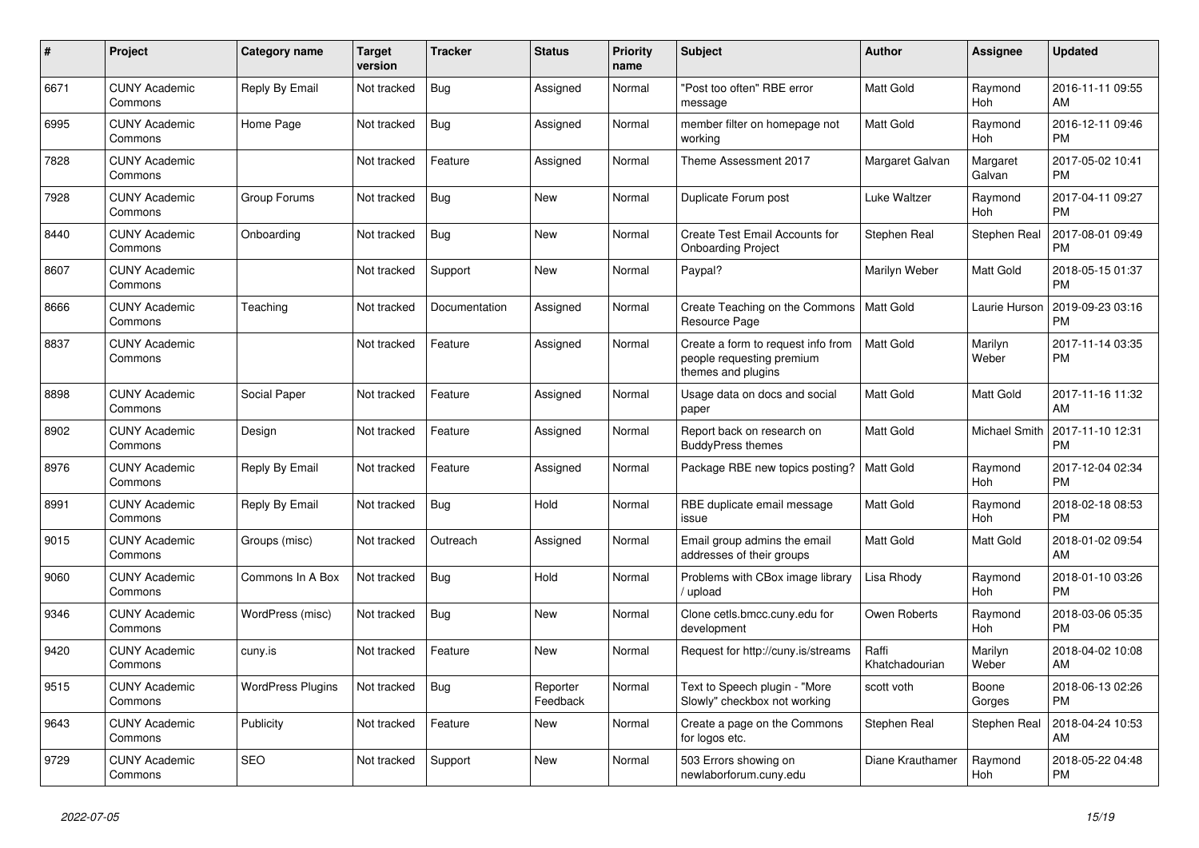| # | Project | Category name | Target version | Tracker | Status | Priority name | Subject | Author | Assignee | Updated |
|---|---|---|---|---|---|---|---|---|---|---|
| 6671 | CUNY Academic Commons | Reply By Email | Not tracked | Bug | Assigned | Normal | "Post too often" RBE error message | Matt Gold | Raymond Hoh | 2016-11-11 09:55 AM |
| 6995 | CUNY Academic Commons | Home Page | Not tracked | Bug | Assigned | Normal | member filter on homepage not working | Matt Gold | Raymond Hoh | 2016-12-11 09:46 PM |
| 7828 | CUNY Academic Commons | | Not tracked | Feature | Assigned | Normal | Theme Assessment 2017 | Margaret Galvan | Margaret Galvan | 2017-05-02 10:41 PM |
| 7928 | CUNY Academic Commons | Group Forums | Not tracked | Bug | New | Normal | Duplicate Forum post | Luke Waltzer | Raymond Hoh | 2017-04-11 09:27 PM |
| 8440 | CUNY Academic Commons | Onboarding | Not tracked | Bug | New | Normal | Create Test Email Accounts for Onboarding Project | Stephen Real | Stephen Real | 2017-08-01 09:49 PM |
| 8607 | CUNY Academic Commons | | Not tracked | Support | New | Normal | Paypal? | Marilyn Weber | Matt Gold | 2018-05-15 01:37 PM |
| 8666 | CUNY Academic Commons | Teaching | Not tracked | Documentation | Assigned | Normal | Create Teaching on the Commons Resource Page | Matt Gold | Laurie Hurson | 2019-09-23 03:16 PM |
| 8837 | CUNY Academic Commons | | Not tracked | Feature | Assigned | Normal | Create a form to request info from people requesting premium themes and plugins | Matt Gold | Marilyn Weber | 2017-11-14 03:35 PM |
| 8898 | CUNY Academic Commons | Social Paper | Not tracked | Feature | Assigned | Normal | Usage data on docs and social paper | Matt Gold | Matt Gold | 2017-11-16 11:32 AM |
| 8902 | CUNY Academic Commons | Design | Not tracked | Feature | Assigned | Normal | Report back on research on BuddyPress themes | Matt Gold | Michael Smith | 2017-11-10 12:31 PM |
| 8976 | CUNY Academic Commons | Reply By Email | Not tracked | Feature | Assigned | Normal | Package RBE new topics posting? | Matt Gold | Raymond Hoh | 2017-12-04 02:34 PM |
| 8991 | CUNY Academic Commons | Reply By Email | Not tracked | Bug | Hold | Normal | RBE duplicate email message issue | Matt Gold | Raymond Hoh | 2018-02-18 08:53 PM |
| 9015 | CUNY Academic Commons | Groups (misc) | Not tracked | Outreach | Assigned | Normal | Email group admins the email addresses of their groups | Matt Gold | Matt Gold | 2018-01-02 09:54 AM |
| 9060 | CUNY Academic Commons | Commons In A Box | Not tracked | Bug | Hold | Normal | Problems with CBox image library / upload | Lisa Rhody | Raymond Hoh | 2018-01-10 03:26 PM |
| 9346 | CUNY Academic Commons | WordPress (misc) | Not tracked | Bug | New | Normal | Clone cetls.bmcc.cuny.edu for development | Owen Roberts | Raymond Hoh | 2018-03-06 05:35 PM |
| 9420 | CUNY Academic Commons | cuny.is | Not tracked | Feature | New | Normal | Request for http://cuny.is/streams | Raffi Khatchadourian | Marilyn Weber | 2018-04-02 10:08 AM |
| 9515 | CUNY Academic Commons | WordPress Plugins | Not tracked | Bug | Reporter Feedback | Normal | Text to Speech plugin - "More Slowly" checkbox not working | scott voth | Boone Gorges | 2018-06-13 02:26 PM |
| 9643 | CUNY Academic Commons | Publicity | Not tracked | Feature | New | Normal | Create a page on the Commons for logos etc. | Stephen Real | Stephen Real | 2018-04-24 10:53 AM |
| 9729 | CUNY Academic Commons | SEO | Not tracked | Support | New | Normal | 503 Errors showing on newlaborforum.cuny.edu | Diane Krauthamer | Raymond Hoh | 2018-05-22 04:48 PM |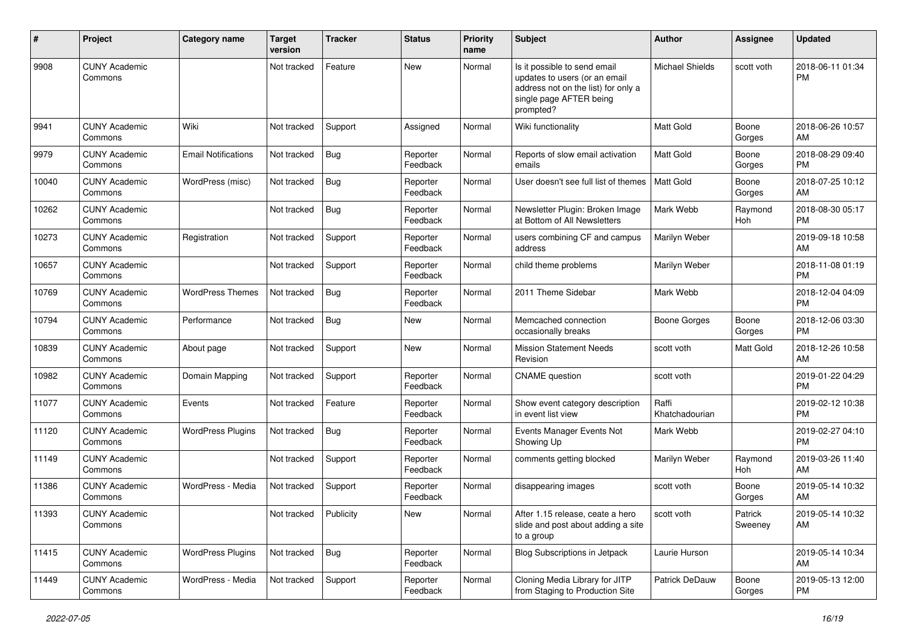| # | Project | Category name | Target version | Tracker | Status | Priority name | Subject | Author | Assignee | Updated |
|---|---|---|---|---|---|---|---|---|---|---|
| 9908 | CUNY Academic Commons | | Not tracked | Feature | New | Normal | Is it possible to send email updates to users (or an email address not on the list) for only a single page AFTER being prompted? | Michael Shields | scott voth | 2018-06-11 01:34 PM |
| 9941 | CUNY Academic Commons | Wiki | Not tracked | Support | Assigned | Normal | Wiki functionality | Matt Gold | Boone Gorges | 2018-06-26 10:57 AM |
| 9979 | CUNY Academic Commons | Email Notifications | Not tracked | Bug | Reporter Feedback | Normal | Reports of slow email activation emails | Matt Gold | Boone Gorges | 2018-08-29 09:40 PM |
| 10040 | CUNY Academic Commons | WordPress (misc) | Not tracked | Bug | Reporter Feedback | Normal | User doesn't see full list of themes | Matt Gold | Boone Gorges | 2018-07-25 10:12 AM |
| 10262 | CUNY Academic Commons | | Not tracked | Bug | Reporter Feedback | Normal | Newsletter Plugin: Broken Image at Bottom of All Newsletters | Mark Webb | Raymond Hoh | 2018-08-30 05:17 PM |
| 10273 | CUNY Academic Commons | Registration | Not tracked | Support | Reporter Feedback | Normal | users combining CF and campus address | Marilyn Weber | | 2019-09-18 10:58 AM |
| 10657 | CUNY Academic Commons | | Not tracked | Support | Reporter Feedback | Normal | child theme problems | Marilyn Weber | | 2018-11-08 01:19 PM |
| 10769 | CUNY Academic Commons | WordPress Themes | Not tracked | Bug | Reporter Feedback | Normal | 2011 Theme Sidebar | Mark Webb | | 2018-12-04 04:09 PM |
| 10794 | CUNY Academic Commons | Performance | Not tracked | Bug | New | Normal | Memcached connection occasionally breaks | Boone Gorges | Boone Gorges | 2018-12-06 03:30 PM |
| 10839 | CUNY Academic Commons | About page | Not tracked | Support | New | Normal | Mission Statement Needs Revision | scott voth | Matt Gold | 2018-12-26 10:58 AM |
| 10982 | CUNY Academic Commons | Domain Mapping | Not tracked | Support | Reporter Feedback | Normal | CNAME question | scott voth | | 2019-01-22 04:29 PM |
| 11077 | CUNY Academic Commons | Events | Not tracked | Feature | Reporter Feedback | Normal | Show event category description in event list view | Raffi Khatchadourian | | 2019-02-12 10:38 PM |
| 11120 | CUNY Academic Commons | WordPress Plugins | Not tracked | Bug | Reporter Feedback | Normal | Events Manager Events Not Showing Up | Mark Webb | | 2019-02-27 04:10 PM |
| 11149 | CUNY Academic Commons | | Not tracked | Support | Reporter Feedback | Normal | comments getting blocked | Marilyn Weber | Raymond Hoh | 2019-03-26 11:40 AM |
| 11386 | CUNY Academic Commons | WordPress - Media | Not tracked | Support | Reporter Feedback | Normal | disappearing images | scott voth | Boone Gorges | 2019-05-14 10:32 AM |
| 11393 | CUNY Academic Commons | | Not tracked | Publicity | New | Normal | After 1.15 release, ceate a hero slide and post about adding a site to a group | scott voth | Patrick Sweeney | 2019-05-14 10:32 AM |
| 11415 | CUNY Academic Commons | WordPress Plugins | Not tracked | Bug | Reporter Feedback | Normal | Blog Subscriptions in Jetpack | Laurie Hurson | | 2019-05-14 10:34 AM |
| 11449 | CUNY Academic Commons | WordPress - Media | Not tracked | Support | Reporter Feedback | Normal | Cloning Media Library for JITP from Staging to Production Site | Patrick DeDauw | Boone Gorges | 2019-05-13 12:00 PM |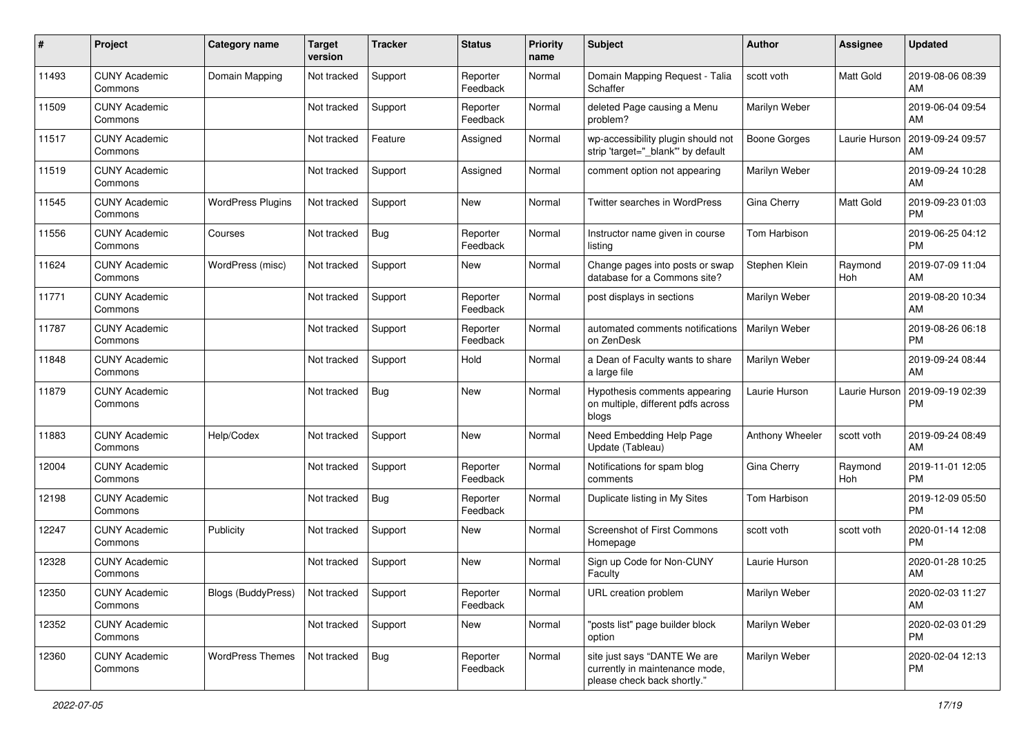| # | Project | Category name | Target version | Tracker | Status | Priority name | Subject | Author | Assignee | Updated |
|---|---|---|---|---|---|---|---|---|---|---|
| 11493 | CUNY Academic Commons | Domain Mapping | Not tracked | Support | Reporter Feedback | Normal | Domain Mapping Request - Talia Schaffer | scott voth | Matt Gold | 2019-08-06 08:39 AM |
| 11509 | CUNY Academic Commons | | Not tracked | Support | Reporter Feedback | Normal | deleted Page causing a Menu problem? | Marilyn Weber | | 2019-06-04 09:54 AM |
| 11517 | CUNY Academic Commons | | Not tracked | Feature | Assigned | Normal | wp-accessibility plugin should not strip 'target="_blank"' by default | Boone Gorges | Laurie Hurson | 2019-09-24 09:57 AM |
| 11519 | CUNY Academic Commons | | Not tracked | Support | Assigned | Normal | comment option not appearing | Marilyn Weber | | 2019-09-24 10:28 AM |
| 11545 | CUNY Academic Commons | WordPress Plugins | Not tracked | Support | New | Normal | Twitter searches in WordPress | Gina Cherry | Matt Gold | 2019-09-23 01:03 PM |
| 11556 | CUNY Academic Commons | Courses | Not tracked | Bug | Reporter Feedback | Normal | Instructor name given in course listing | Tom Harbison | | 2019-06-25 04:12 PM |
| 11624 | CUNY Academic Commons | WordPress (misc) | Not tracked | Support | New | Normal | Change pages into posts or swap database for a Commons site? | Stephen Klein | Raymond Hoh | 2019-07-09 11:04 AM |
| 11771 | CUNY Academic Commons | | Not tracked | Support | Reporter Feedback | Normal | post displays in sections | Marilyn Weber | | 2019-08-20 10:34 AM |
| 11787 | CUNY Academic Commons | | Not tracked | Support | Reporter Feedback | Normal | automated comments notifications on ZenDesk | Marilyn Weber | | 2019-08-26 06:18 PM |
| 11848 | CUNY Academic Commons | | Not tracked | Support | Hold | Normal | a Dean of Faculty wants to share a large file | Marilyn Weber | | 2019-09-24 08:44 AM |
| 11879 | CUNY Academic Commons | | Not tracked | Bug | New | Normal | Hypothesis comments appearing on multiple, different pdfs across blogs | Laurie Hurson | Laurie Hurson | 2019-09-19 02:39 PM |
| 11883 | CUNY Academic Commons | Help/Codex | Not tracked | Support | New | Normal | Need Embedding Help Page Update (Tableau) | Anthony Wheeler | scott voth | 2019-09-24 08:49 AM |
| 12004 | CUNY Academic Commons | | Not tracked | Support | Reporter Feedback | Normal | Notifications for spam blog comments | Gina Cherry | Raymond Hoh | 2019-11-01 12:05 PM |
| 12198 | CUNY Academic Commons | | Not tracked | Bug | Reporter Feedback | Normal | Duplicate listing in My Sites | Tom Harbison | | 2019-12-09 05:50 PM |
| 12247 | CUNY Academic Commons | Publicity | Not tracked | Support | New | Normal | Screenshot of First Commons Homepage | scott voth | scott voth | 2020-01-14 12:08 PM |
| 12328 | CUNY Academic Commons | | Not tracked | Support | New | Normal | Sign up Code for Non-CUNY Faculty | Laurie Hurson | | 2020-01-28 10:25 AM |
| 12350 | CUNY Academic Commons | Blogs (BuddyPress) | Not tracked | Support | Reporter Feedback | Normal | URL creation problem | Marilyn Weber | | 2020-02-03 11:27 AM |
| 12352 | CUNY Academic Commons | | Not tracked | Support | New | Normal | "posts list" page builder block option | Marilyn Weber | | 2020-02-03 01:29 PM |
| 12360 | CUNY Academic Commons | WordPress Themes | Not tracked | Bug | Reporter Feedback | Normal | site just says "DANTE We are currently in maintenance mode, please check back shortly." | Marilyn Weber | | 2020-02-04 12:13 PM |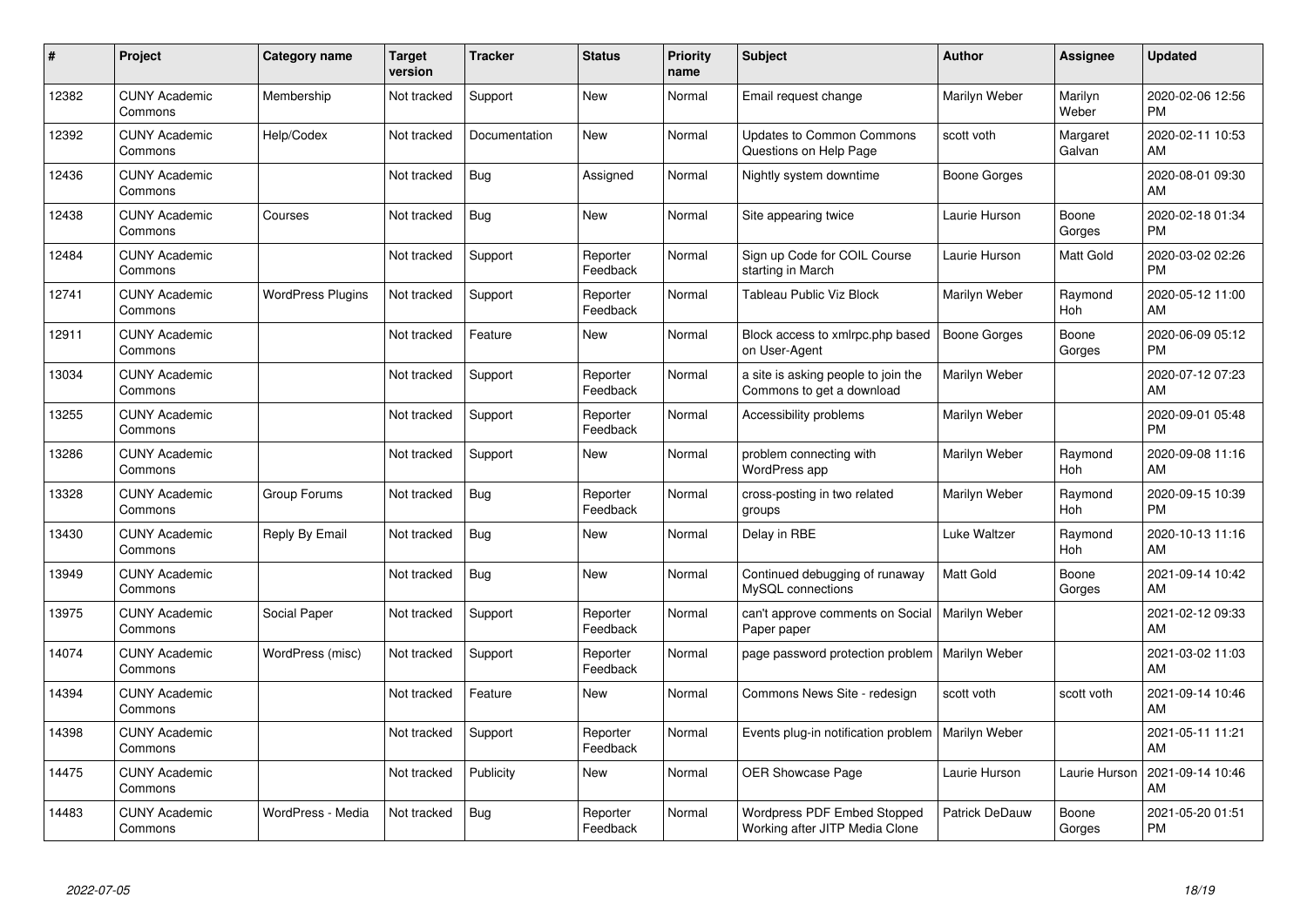| # | Project | Category name | Target version | Tracker | Status | Priority name | Subject | Author | Assignee | Updated |
|---|---|---|---|---|---|---|---|---|---|---|
| 12382 | CUNY Academic Commons | Membership | Not tracked | Support | New | Normal | Email request change | Marilyn Weber | Marilyn Weber | 2020-02-06 12:56 PM |
| 12392 | CUNY Academic Commons | Help/Codex | Not tracked | Documentation | New | Normal | Updates to Common Commons Questions on Help Page | scott voth | Margaret Galvan | 2020-02-11 10:53 AM |
| 12436 | CUNY Academic Commons | | Not tracked | Bug | Assigned | Normal | Nightly system downtime | Boone Gorges | | 2020-08-01 09:30 AM |
| 12438 | CUNY Academic Commons | Courses | Not tracked | Bug | New | Normal | Site appearing twice | Laurie Hurson | Boone Gorges | 2020-02-18 01:34 PM |
| 12484 | CUNY Academic Commons | | Not tracked | Support | Reporter Feedback | Normal | Sign up Code for COIL Course starting in March | Laurie Hurson | Matt Gold | 2020-03-02 02:26 PM |
| 12741 | CUNY Academic Commons | WordPress Plugins | Not tracked | Support | Reporter Feedback | Normal | Tableau Public Viz Block | Marilyn Weber | Raymond Hoh | 2020-05-12 11:00 AM |
| 12911 | CUNY Academic Commons | | Not tracked | Feature | New | Normal | Block access to xmlrpc.php based on User-Agent | Boone Gorges | Boone Gorges | 2020-06-09 05:12 PM |
| 13034 | CUNY Academic Commons | | Not tracked | Support | Reporter Feedback | Normal | a site is asking people to join the Commons to get a download | Marilyn Weber | | 2020-07-12 07:23 AM |
| 13255 | CUNY Academic Commons | | Not tracked | Support | Reporter Feedback | Normal | Accessibility problems | Marilyn Weber | | 2020-09-01 05:48 PM |
| 13286 | CUNY Academic Commons | | Not tracked | Support | New | Normal | problem connecting with WordPress app | Marilyn Weber | Raymond Hoh | 2020-09-08 11:16 AM |
| 13328 | CUNY Academic Commons | Group Forums | Not tracked | Bug | Reporter Feedback | Normal | cross-posting in two related groups | Marilyn Weber | Raymond Hoh | 2020-09-15 10:39 PM |
| 13430 | CUNY Academic Commons | Reply By Email | Not tracked | Bug | New | Normal | Delay in RBE | Luke Waltzer | Raymond Hoh | 2020-10-13 11:16 AM |
| 13949 | CUNY Academic Commons | | Not tracked | Bug | New | Normal | Continued debugging of runaway MySQL connections | Matt Gold | Boone Gorges | 2021-09-14 10:42 AM |
| 13975 | CUNY Academic Commons | Social Paper | Not tracked | Support | Reporter Feedback | Normal | can't approve comments on Social Paper paper | Marilyn Weber | | 2021-02-12 09:33 AM |
| 14074 | CUNY Academic Commons | WordPress (misc) | Not tracked | Support | Reporter Feedback | Normal | page password protection problem | Marilyn Weber | | 2021-03-02 11:03 AM |
| 14394 | CUNY Academic Commons | | Not tracked | Feature | New | Normal | Commons News Site - redesign | scott voth | scott voth | 2021-09-14 10:46 AM |
| 14398 | CUNY Academic Commons | | Not tracked | Support | Reporter Feedback | Normal | Events plug-in notification problem | Marilyn Weber | | 2021-05-11 11:21 AM |
| 14475 | CUNY Academic Commons | | Not tracked | Publicity | New | Normal | OER Showcase Page | Laurie Hurson | Laurie Hurson | 2021-09-14 10:46 AM |
| 14483 | CUNY Academic Commons | WordPress - Media | Not tracked | Bug | Reporter Feedback | Normal | Wordpress PDF Embed Stopped Working after JITP Media Clone | Patrick DeDauw | Boone Gorges | 2021-05-20 01:51 PM |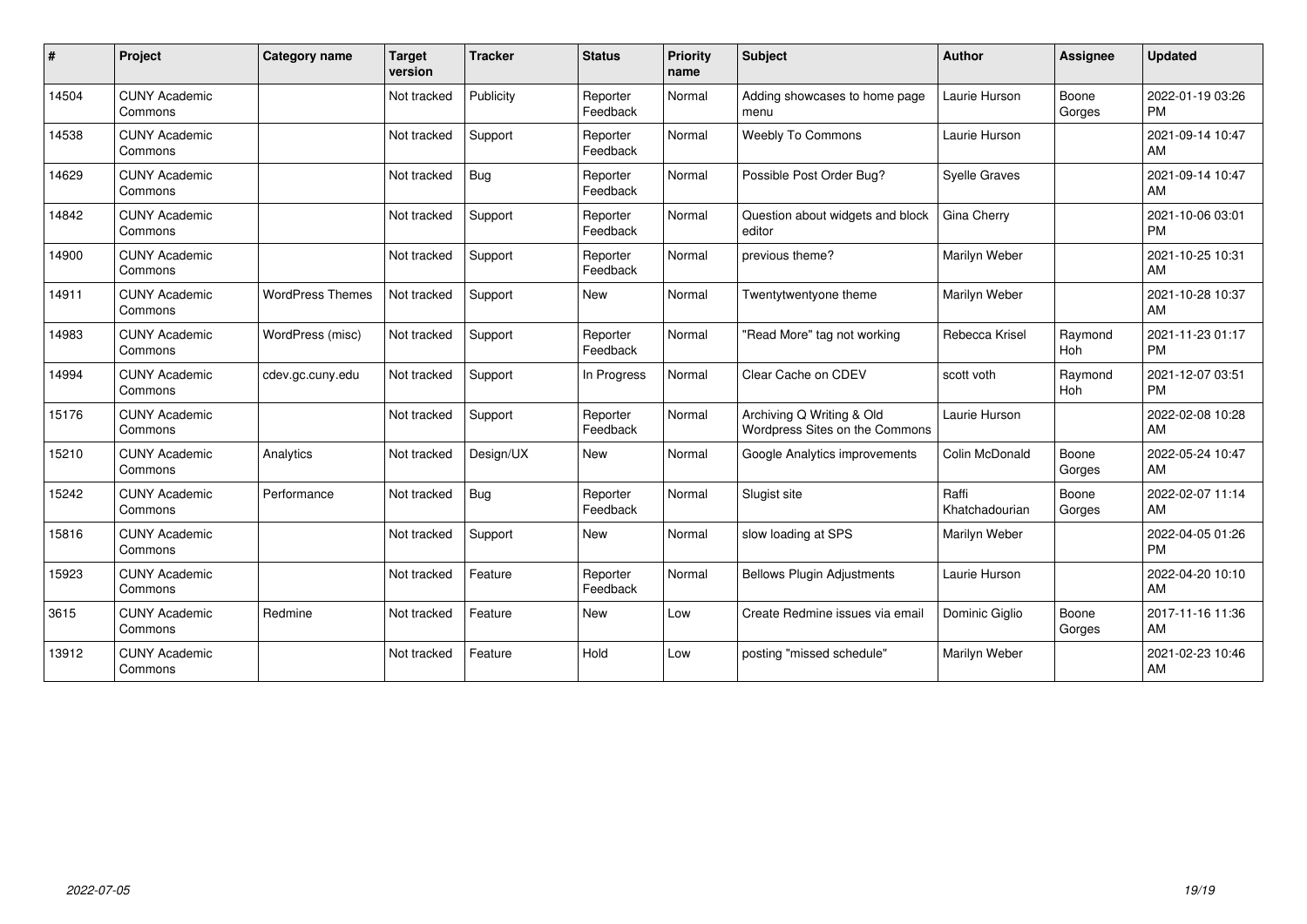| # | Project | Category name | Target version | Tracker | Status | Priority name | Subject | Author | Assignee | Updated |
|---|---|---|---|---|---|---|---|---|---|---|
| 14504 | CUNY Academic Commons | | Not tracked | Publicity | Reporter Feedback | Normal | Adding showcases to home page menu | Laurie Hurson | Boone Gorges | 2022-01-19 03:26 PM |
| 14538 | CUNY Academic Commons | | Not tracked | Support | Reporter Feedback | Normal | Weebly To Commons | Laurie Hurson | | 2021-09-14 10:47 AM |
| 14629 | CUNY Academic Commons | | Not tracked | Bug | Reporter Feedback | Normal | Possible Post Order Bug? | Syelle Graves | | 2021-09-14 10:47 AM |
| 14842 | CUNY Academic Commons | | Not tracked | Support | Reporter Feedback | Normal | Question about widgets and block editor | Gina Cherry | | 2021-10-06 03:01 PM |
| 14900 | CUNY Academic Commons | | Not tracked | Support | Reporter Feedback | Normal | previous theme? | Marilyn Weber | | 2021-10-25 10:31 AM |
| 14911 | CUNY Academic Commons | WordPress Themes | Not tracked | Support | New | Normal | Twentytwentyone theme | Marilyn Weber | | 2021-10-28 10:37 AM |
| 14983 | CUNY Academic Commons | WordPress (misc) | Not tracked | Support | Reporter Feedback | Normal | "Read More" tag not working | Rebecca Krisel | Raymond Hoh | 2021-11-23 01:17 PM |
| 14994 | CUNY Academic Commons | cdev.gc.cuny.edu | Not tracked | Support | In Progress | Normal | Clear Cache on CDEV | scott voth | Raymond Hoh | 2021-12-07 03:51 PM |
| 15176 | CUNY Academic Commons | | Not tracked | Support | Reporter Feedback | Normal | Archiving Q Writing & Old Wordpress Sites on the Commons | Laurie Hurson | | 2022-02-08 10:28 AM |
| 15210 | CUNY Academic Commons | Analytics | Not tracked | Design/UX | New | Normal | Google Analytics improvements | Colin McDonald | Boone Gorges | 2022-05-24 10:47 AM |
| 15242 | CUNY Academic Commons | Performance | Not tracked | Bug | Reporter Feedback | Normal | Slugist site | Raffi Khatchadourian | Boone Gorges | 2022-02-07 11:14 AM |
| 15816 | CUNY Academic Commons | | Not tracked | Support | New | Normal | slow loading at SPS | Marilyn Weber | | 2022-04-05 01:26 PM |
| 15923 | CUNY Academic Commons | | Not tracked | Feature | Reporter Feedback | Normal | Bellows Plugin Adjustments | Laurie Hurson | | 2022-04-20 10:10 AM |
| 3615 | CUNY Academic Commons | Redmine | Not tracked | Feature | New | Low | Create Redmine issues via email | Dominic Giglio | Boone Gorges | 2017-11-16 11:36 AM |
| 13912 | CUNY Academic Commons | | Not tracked | Feature | Hold | Low | posting "missed schedule" | Marilyn Weber | | 2021-02-23 10:46 AM |